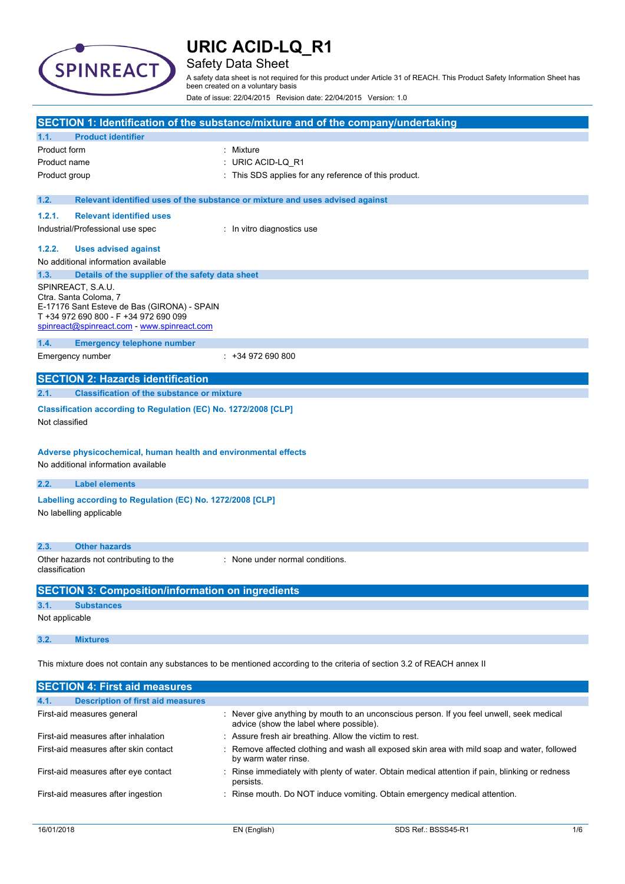# URIC ACID-LQ_R1

## Safety Data Sheet

A safety data sheet is not required for this product under Article 31 of REACH. This Product Safety Information Sheet has been created on a voluntary basis

Date of issue: 22/04/2015 Revision date: 22/04/2015 Version: 1.0

## SECTION 1: Identification of the substance/mixture and of the company/undertaking

### 1.1. Product identifier

| | |
|---|---|
| Product form | : Mixture |
| Product name | : URIC ACID-LQ_R1 |
| Product group | : This SDS applies for any reference of this product. |

### 1.2. Relevant identified uses of the substance or mixture and uses advised against

#### 1.2.1. Relevant identified uses

| | |
|---|---|
| Industrial/Professional use spec | : In vitro diagnostics use |

#### 1.2.2. Uses advised against

No additional information available

### 1.3. Details of the supplier of the safety data sheet

SPINREACT, S.A.U.
Ctra. Santa Coloma, 7
E-17176 Sant Esteve de Bas (GIRONA) - SPAIN
T +34 972 690 800 - F +34 972 690 099
spinreact@spinreact.com - www.spinreact.com

### 1.4. Emergency telephone number

| | |
|---|---|
| Emergency number | : +34 972 690 800 |

## SECTION 2: Hazards identification

### 2.1. Classification of the substance or mixture

**Classification according to Regulation (EC) No. 1272/2008 [CLP]**

Not classified

**Adverse physicochemical, human health and environmental effects**

No additional information available

### 2.2. Label elements

**Labelling according to Regulation (EC) No. 1272/2008 [CLP]**

No labelling applicable

### 2.3. Other hazards

| | |
|---|---|
| Other hazards not contributing to the classification | : None under normal conditions. |

## SECTION 3: Composition/information on ingredients

### 3.1. Substances

Not applicable

### 3.2. Mixtures

This mixture does not contain any substances to be mentioned according to the criteria of section 3.2 of REACH annex II

## SECTION 4: First aid measures

### 4.1. Description of first aid measures

| | |
|---|---|
| First-aid measures general | : Never give anything by mouth to an unconscious person. If you feel unwell, seek medical advice (show the label where possible). |
| First-aid measures after inhalation | : Assure fresh air breathing. Allow the victim to rest. |
| First-aid measures after skin contact | : Remove affected clothing and wash all exposed skin area with mild soap and water, followed by warm water rinse. |
| First-aid measures after eye contact | : Rinse immediately with plenty of water. Obtain medical attention if pain, blinking or redness persists. |
| First-aid measures after ingestion | : Rinse mouth. Do NOT induce vomiting. Obtain emergency medical attention. |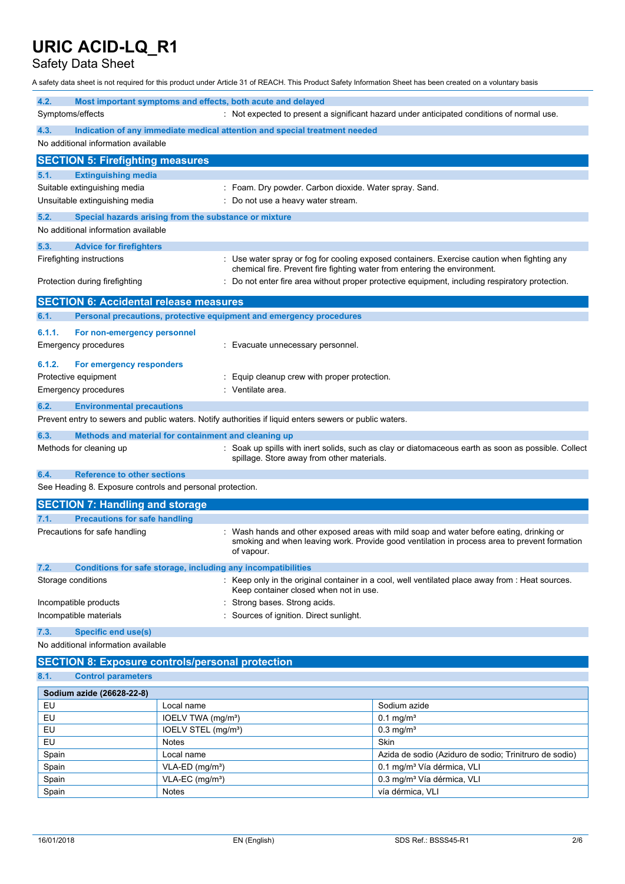#### 4.2. Most important symptoms and effects, both acute and delayed

Symptoms/effects : Not expected to present a significant hazard under anticipated conditions of normal use.

#### 4.3. Indication of any immediate medical attention and special treatment needed

No additional information available

## SECTION 5: Firefighting measures

#### 5.1. Extinguishing media

Suitable extinguishing media : Foam. Dry powder. Carbon dioxide. Water spray. Sand.

Unsuitable extinguishing media : Do not use a heavy water stream.

#### 5.2. Special hazards arising from the substance or mixture

No additional information available

#### 5.3. Advice for firefighters

Firefighting instructions : Use water spray or fog for cooling exposed containers. Exercise caution when fighting any chemical fire. Prevent fire fighting water from entering the environment.

Protection during firefighting : Do not enter fire area without proper protective equipment, including respiratory protection.

## SECTION 6: Accidental release measures

#### 6.1. Personal precautions, protective equipment and emergency procedures

##### 6.1.1. For non-emergency personnel

Emergency procedures : Evacuate unnecessary personnel.

##### 6.1.2. For emergency responders

Protective equipment : Equip cleanup crew with proper protection.

Emergency procedures : Ventilate area.

#### 6.2. Environmental precautions

Prevent entry to sewers and public waters. Notify authorities if liquid enters sewers or public waters.

#### 6.3. Methods and material for containment and cleaning up

Methods for cleaning up : Soak up spills with inert solids, such as clay or diatomaceous earth as soon as possible. Collect spillage. Store away from other materials.

#### 6.4. Reference to other sections

See Heading 8. Exposure controls and personal protection.

## SECTION 7: Handling and storage

#### 7.1. Precautions for safe handling

Precautions for safe handling : Wash hands and other exposed areas with mild soap and water before eating, drinking or smoking and when leaving work. Provide good ventilation in process area to prevent formation of vapour.

#### 7.2. Conditions for safe storage, including any incompatibilities

Storage conditions : Keep only in the original container in a cool, well ventilated place away from : Heat sources. Keep container closed when not in use.

Incompatible products : Strong bases. Strong acids.

Incompatible materials : Sources of ignition. Direct sunlight.

#### 7.3. Specific end use(s)

No additional information available

## SECTION 8: Exposure controls/personal protection

#### 8.1. Control parameters

| Sodium azide (26628-22-8) | | |
|---|---|---|
| EU | Local name | Sodium azide |
| EU | IOELV TWA (mg/m³) | 0.1 mg/m³ |
| EU | IOELV STEL (mg/m³) | 0.3 mg/m³ |
| EU | Notes | Skin |
| Spain | Local name | Azida de sodio (Aziduro de sodio; Trinitruro de sodio) |
| Spain | VLA-ED (mg/m³) | 0.1 mg/m³ Vía dérmica, VLI |
| Spain | VLA-EC (mg/m³) | 0.3 mg/m³ Vía dérmica, VLI |
| Spain | Notes | vía dérmica, VLI |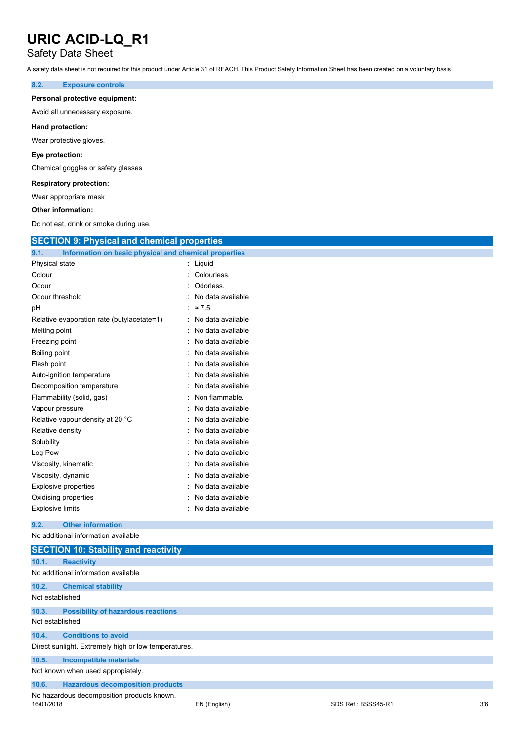# URIC ACID-LQ_R1

Safety Data Sheet

A safety data sheet is not required for this product under Article 31 of REACH. This Product Safety Information Sheet has been created on a voluntary basis

### 8.2. Exposure controls

**Personal protective equipment:**

Avoid all unnecessary exposure.

**Hand protection:**

Wear protective gloves.

**Eye protection:**

Chemical goggles or safety glasses

**Respiratory protection:**

Wear appropriate mask

**Other information:**

Do not eat, drink or smoke during use.

## SECTION 9: Physical and chemical properties

### 9.1. Information on basic physical and chemical properties

| | |
|---|---|
| Physical state | : Liquid |
| Colour | : Colourless. |
| Odour | : Odorless. |
| Odour threshold | : No data available |
| pH | : ≈ 7.5 |
| Relative evaporation rate (butylacetate=1) | : No data available |
| Melting point | : No data available |
| Freezing point | : No data available |
| Boiling point | : No data available |
| Flash point | : No data available |
| Auto-ignition temperature | : No data available |
| Decomposition temperature | : No data available |
| Flammability (solid, gas) | : Non flammable. |
| Vapour pressure | : No data available |
| Relative vapour density at 20 °C | : No data available |
| Relative density | : No data available |
| Solubility | : No data available |
| Log Pow | : No data available |
| Viscosity, kinematic | : No data available |
| Viscosity, dynamic | : No data available |
| Explosive properties | : No data available |
| Oxidising properties | : No data available |
| Explosive limits | : No data available |

### 9.2. Other information

No additional information available

## SECTION 10: Stability and reactivity

### 10.1. Reactivity

No additional information available

### 10.2. Chemical stability

Not established.

### 10.3. Possibility of hazardous reactions

Not established.

### 10.4. Conditions to avoid

Direct sunlight. Extremely high or low temperatures.

### 10.5. Incompatible materials

Not known when used appropiately.

### 10.6. Hazardous decomposition products

No hazardous decomposition products known.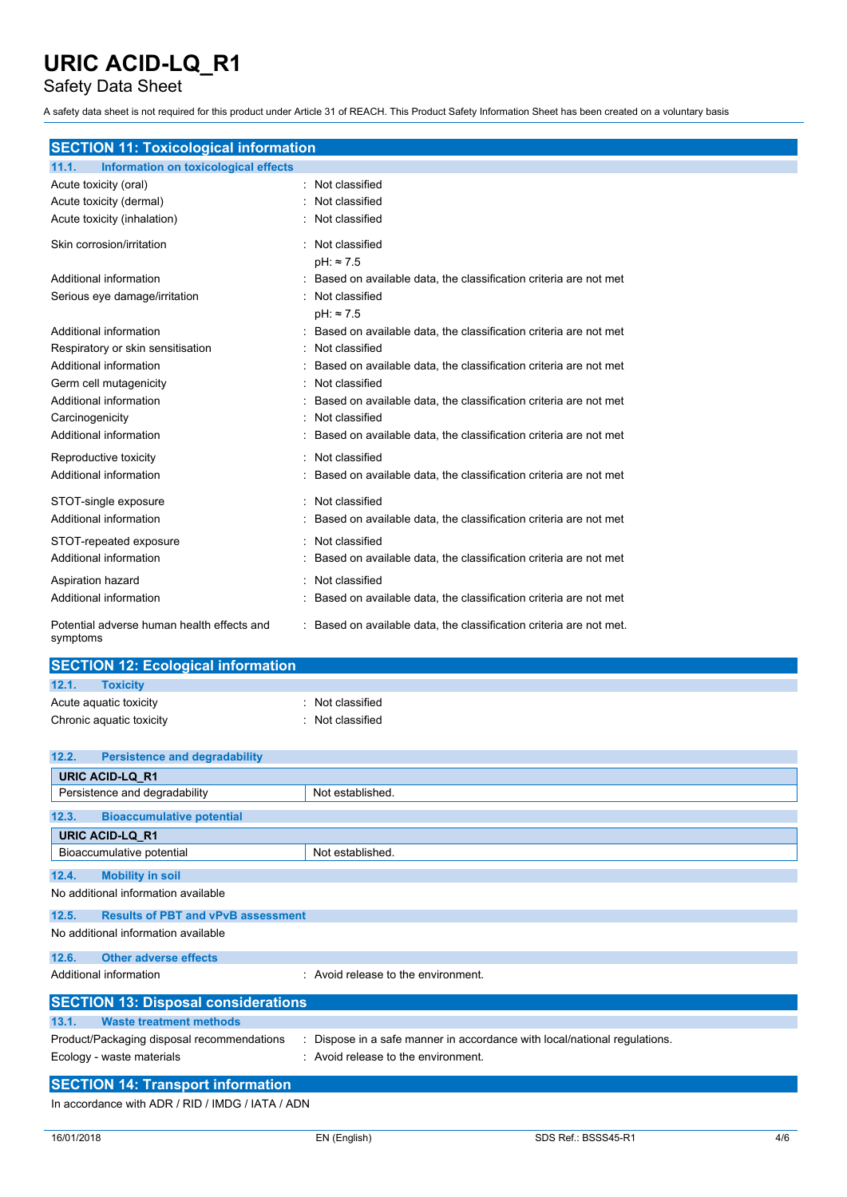# URIC ACID-LQ_R1
Safety Data Sheet

A safety data sheet is not required for this product under Article 31 of REACH. This Product Safety Information Sheet has been created on a voluntary basis

## SECTION 11: Toxicological information

### 11.1. Information on toxicological effects

| | |
|---|---|
| Acute toxicity (oral) | : Not classified |
| Acute toxicity (dermal) | : Not classified |
| Acute toxicity (inhalation) | : Not classified |
| Skin corrosion/irritation | : Not classified<br>pH: ≈ 7.5 |
| Additional information | : Based on available data, the classification criteria are not met |
| Serious eye damage/irritation | : Not classified<br>pH: ≈ 7.5 |
| Additional information | : Based on available data, the classification criteria are not met |
| Respiratory or skin sensitisation | : Not classified |
| Additional information | : Based on available data, the classification criteria are not met |
| Germ cell mutagenicity | : Not classified |
| Additional information | : Based on available data, the classification criteria are not met |
| Carcinogenicity | : Not classified |
| Additional information | : Based on available data, the classification criteria are not met |
| Reproductive toxicity | : Not classified |
| Additional information | : Based on available data, the classification criteria are not met |
| STOT-single exposure | : Not classified |
| Additional information | : Based on available data, the classification criteria are not met |
| STOT-repeated exposure | : Not classified |
| Additional information | : Based on available data, the classification criteria are not met |
| Aspiration hazard | : Not classified |
| Additional information | : Based on available data, the classification criteria are not met |
| Potential adverse human health effects and symptoms | : Based on available data, the classification criteria are not met. |

## SECTION 12: Ecological information

### 12.1. Toxicity

| | |
|---|---|
| Acute aquatic toxicity | : Not classified |
| Chronic aquatic toxicity | : Not classified |

### 12.2. Persistence and degradability

| URIC ACID-LQ_R1 | |
|---|---|
| Persistence and degradability | Not established. |

### 12.3. Bioaccumulative potential

| URIC ACID-LQ_R1 | |
|---|---|
| Bioaccumulative potential | Not established. |

### 12.4. Mobility in soil

No additional information available

### 12.5. Results of PBT and vPvB assessment

No additional information available

### 12.6. Other adverse effects

| | |
|---|---|
| Additional information | : Avoid release to the environment. |

## SECTION 13: Disposal considerations

### 13.1. Waste treatment methods

| | |
|---|---|
| Product/Packaging disposal recommendations | : Dispose in a safe manner in accordance with local/national regulations. |
| Ecology - waste materials | : Avoid release to the environment. |

## SECTION 14: Transport information

In accordance with ADR / RID / IMDG / IATA / ADN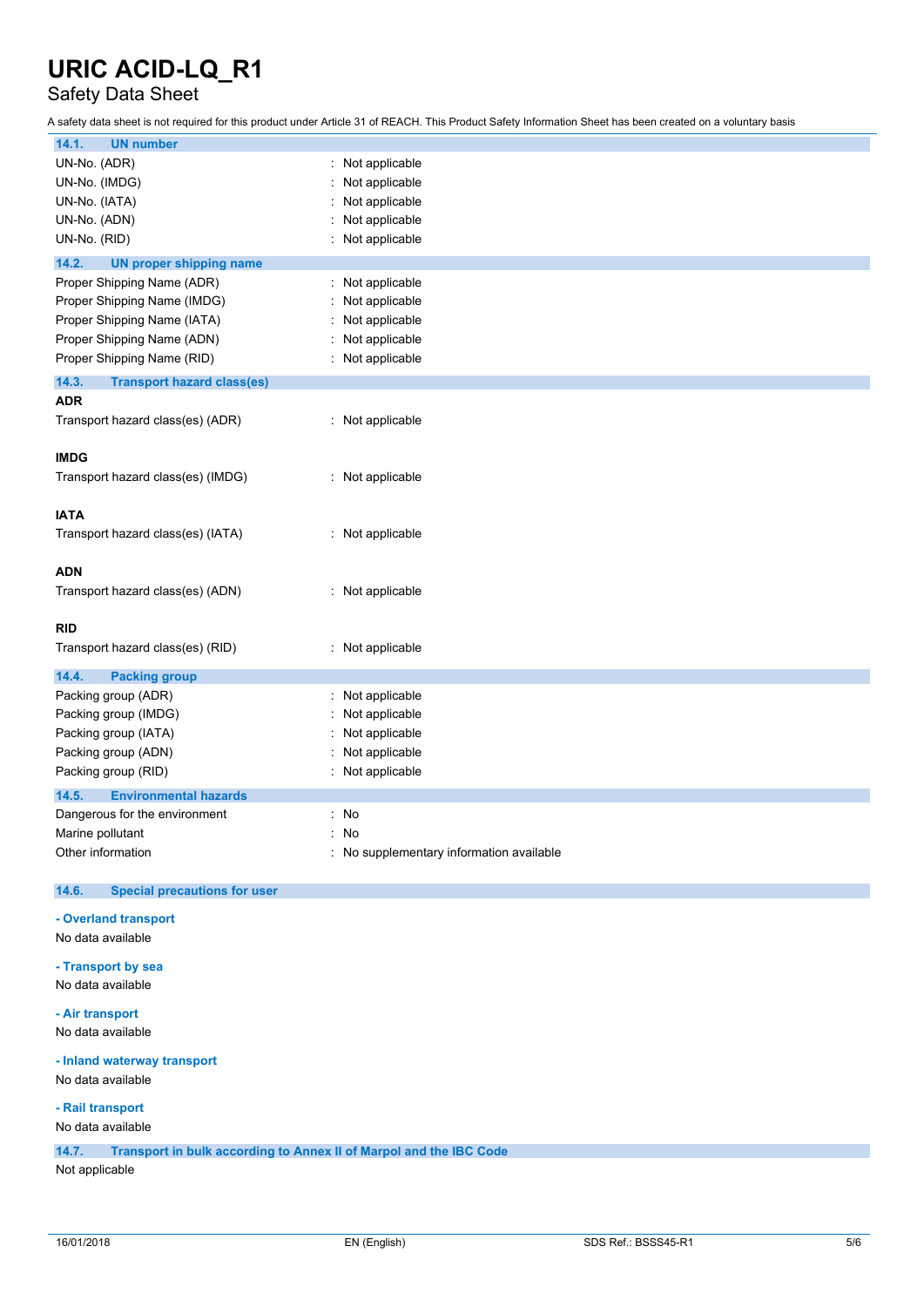# URIC ACID-LQ_R1

Safety Data Sheet

A safety data sheet is not required for this product under Article 31 of REACH. This Product Safety Information Sheet has been created on a voluntary basis

### 14.1. UN number

| | |
|---|---|
| UN-No. (ADR) | : Not applicable |
| UN-No. (IMDG) | : Not applicable |
| UN-No. (IATA) | : Not applicable |
| UN-No. (ADN) | : Not applicable |
| UN-No. (RID) | : Not applicable |

### 14.2. UN proper shipping name

| | |
|---|---|
| Proper Shipping Name (ADR) | : Not applicable |
| Proper Shipping Name (IMDG) | : Not applicable |
| Proper Shipping Name (IATA) | : Not applicable |
| Proper Shipping Name (ADN) | : Not applicable |
| Proper Shipping Name (RID) | : Not applicable |

### 14.3. Transport hazard class(es)

**ADR**

Transport hazard class(es) (ADR) : Not applicable

**IMDG**

Transport hazard class(es) (IMDG) : Not applicable

**IATA**

Transport hazard class(es) (IATA) : Not applicable

**ADN**

Transport hazard class(es) (ADN) : Not applicable

**RID**

Transport hazard class(es) (RID) : Not applicable

### 14.4. Packing group

| | |
|---|---|
| Packing group (ADR) | : Not applicable |
| Packing group (IMDG) | : Not applicable |
| Packing group (IATA) | : Not applicable |
| Packing group (ADN) | : Not applicable |
| Packing group (RID) | : Not applicable |

### 14.5. Environmental hazards

| | |
|---|---|
| Dangerous for the environment | : No |
| Marine pollutant | : No |
| Other information | : No supplementary information available |

### 14.6. Special precautions for user

**- Overland transport**

No data available

**- Transport by sea**

No data available

**- Air transport**

No data available

**- Inland waterway transport**

No data available

**- Rail transport**

No data available

### 14.7. Transport in bulk according to Annex II of Marpol and the IBC Code

Not applicable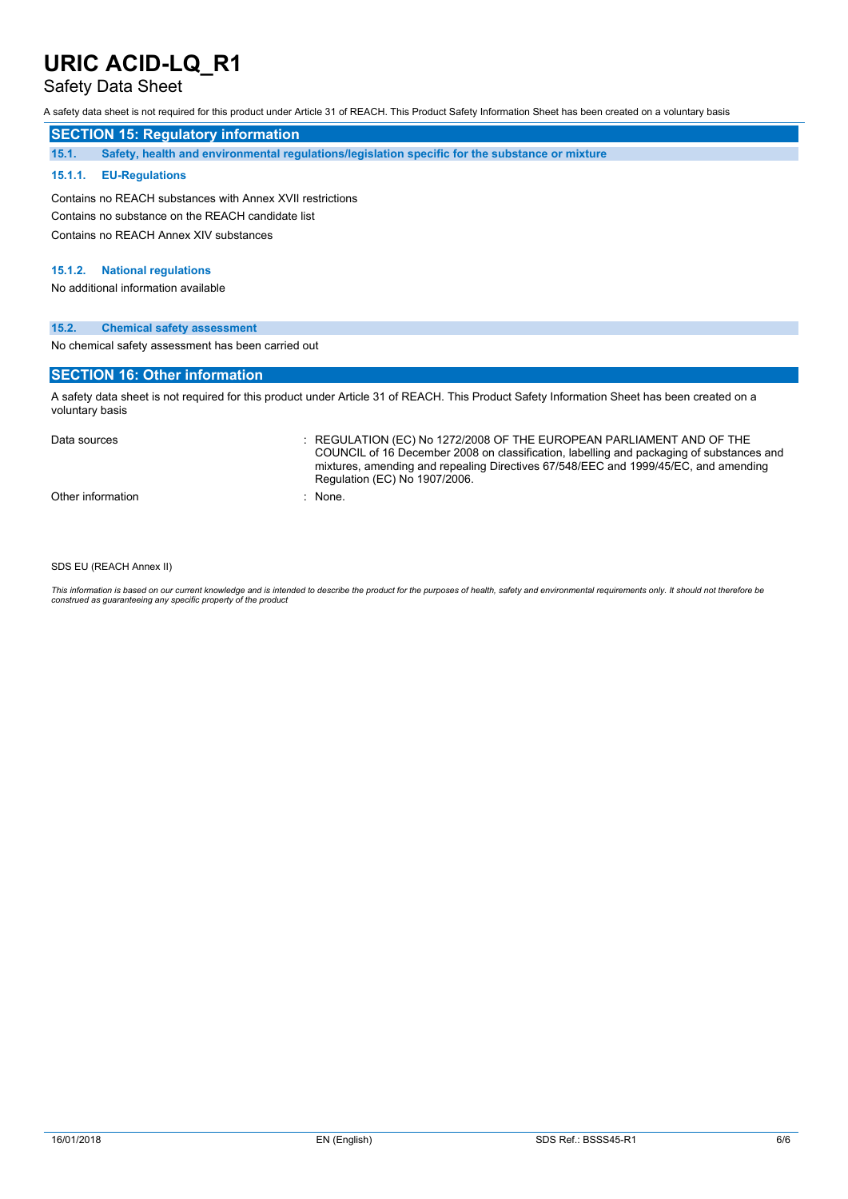## SECTION 15: Regulatory information

### 15.1. Safety, health and environmental regulations/legislation specific for the substance or mixture

#### 15.1.1. EU-Regulations

Contains no REACH substances with Annex XVII restrictions

Contains no substance on the REACH candidate list

Contains no REACH Annex XIV substances

#### 15.1.2. National regulations

No additional information available

### 15.2. Chemical safety assessment

No chemical safety assessment has been carried out

## SECTION 16: Other information

A safety data sheet is not required for this product under Article 31 of REACH. This Product Safety Information Sheet has been created on a voluntary basis

| | |
|---|---|
| Data sources | : REGULATION (EC) No 1272/2008 OF THE EUROPEAN PARLIAMENT AND OF THE COUNCIL of 16 December 2008 on classification, labelling and packaging of substances and mixtures, amending and repealing Directives 67/548/EEC and 1999/45/EC, and amending Regulation (EC) No 1907/2006. |
| Other information | : None. |

SDS EU (REACH Annex II)

*This information is based on our current knowledge and is intended to describe the product for the purposes of health, safety and environmental requirements only. It should not therefore be construed as guaranteeing any specific property of the product*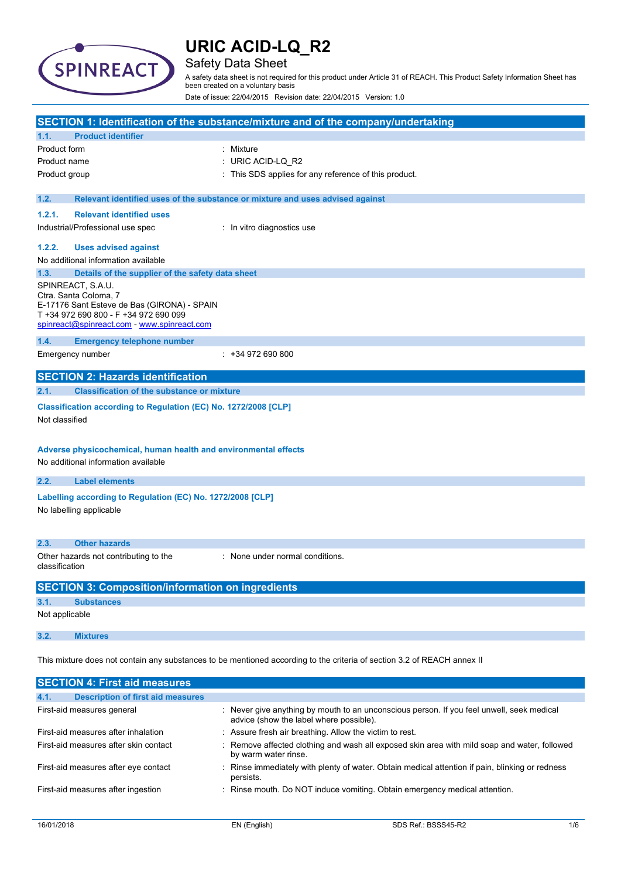# URIC ACID-LQ_R2

Safety Data Sheet

A safety data sheet is not required for this product under Article 31 of REACH. This Product Safety Information Sheet has been created on a voluntary basis

Date of issue: 22/04/2015 Revision date: 22/04/2015 Version: 1.0

## SECTION 1: Identification of the substance/mixture and of the company/undertaking

### 1.1. Product identifier

| | |
|---|---|
| Product form | : Mixture |
| Product name | : URIC ACID-LQ_R2 |
| Product group | : This SDS applies for any reference of this product. |

### 1.2. Relevant identified uses of the substance or mixture and uses advised against

#### 1.2.1. Relevant identified uses

| | |
|---|---|
| Industrial/Professional use spec | : In vitro diagnostics use |

#### 1.2.2. Uses advised against

No additional information available

### 1.3. Details of the supplier of the safety data sheet

SPINREACT, S.A.U.
Ctra. Santa Coloma, 7
E-17176 Sant Esteve de Bas (GIRONA) - SPAIN
T +34 972 690 800 - F +34 972 690 099
spinreact@spinreact.com - www.spinreact.com

### 1.4. Emergency telephone number

| | |
|---|---|
| Emergency number | : +34 972 690 800 |

## SECTION 2: Hazards identification

### 2.1. Classification of the substance or mixture

**Classification according to Regulation (EC) No. 1272/2008 [CLP]**

Not classified

**Adverse physicochemical, human health and environmental effects**

No additional information available

### 2.2. Label elements

**Labelling according to Regulation (EC) No. 1272/2008 [CLP]**

No labelling applicable

### 2.3. Other hazards

| | |
|---|---|
| Other hazards not contributing to the classification | : None under normal conditions. |

## SECTION 3: Composition/information on ingredients

### 3.1. Substances

Not applicable

### 3.2. Mixtures

This mixture does not contain any substances to be mentioned according to the criteria of section 3.2 of REACH annex II

## SECTION 4: First aid measures

### 4.1. Description of first aid measures

| | |
|---|---|
| First-aid measures general | : Never give anything by mouth to an unconscious person. If you feel unwell, seek medical advice (show the label where possible). |
| First-aid measures after inhalation | : Assure fresh air breathing. Allow the victim to rest. |
| First-aid measures after skin contact | : Remove affected clothing and wash all exposed skin area with mild soap and water, followed by warm water rinse. |
| First-aid measures after eye contact | : Rinse immediately with plenty of water. Obtain medical attention if pain, blinking or redness persists. |
| First-aid measures after ingestion | : Rinse mouth. Do NOT induce vomiting. Obtain emergency medical attention. |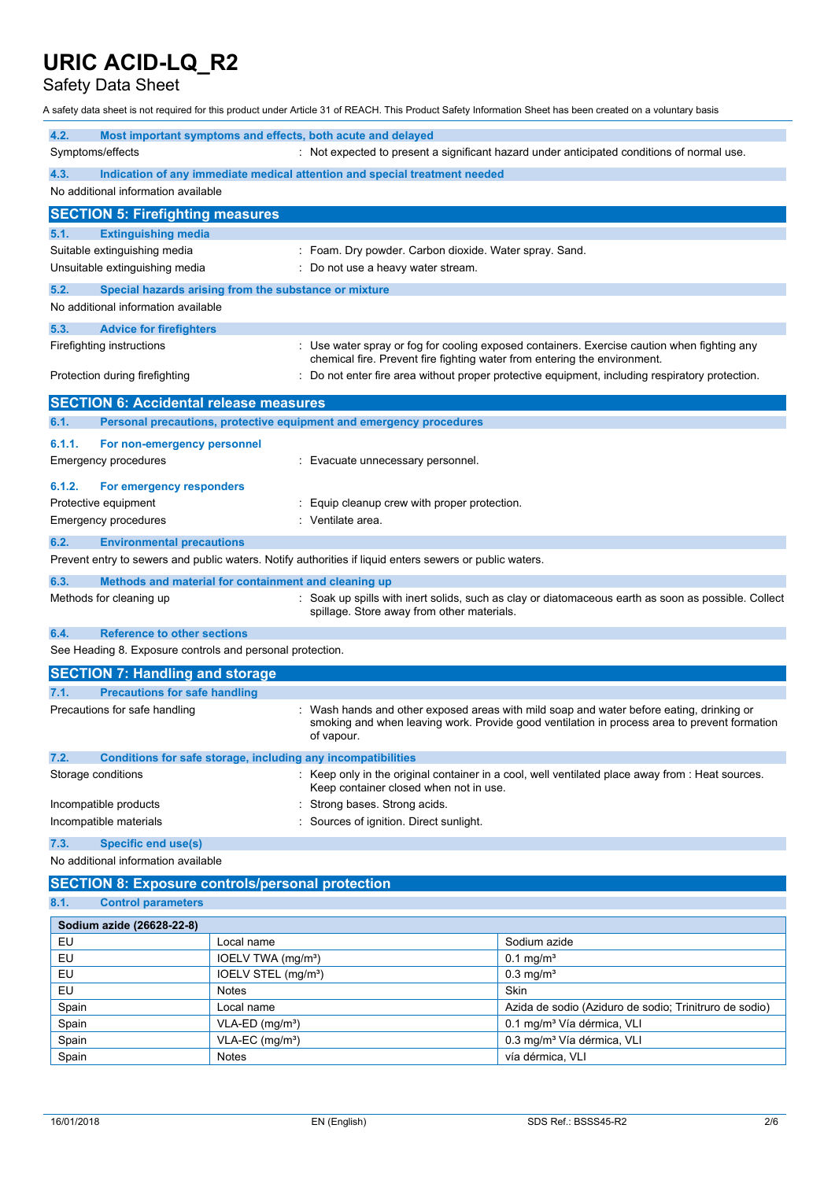# URIC ACID-LQ_R2

Safety Data Sheet

A safety data sheet is not required for this product under Article 31 of REACH. This Product Safety Information Sheet has been created on a voluntary basis

### 4.2. Most important symptoms and effects, both acute and delayed

Symptoms/effects : Not expected to present a significant hazard under anticipated conditions of normal use.

### 4.3. Indication of any immediate medical attention and special treatment needed

No additional information available

## SECTION 5: Firefighting measures

### 5.1. Extinguishing media

Suitable extinguishing media : Foam. Dry powder. Carbon dioxide. Water spray. Sand.

Unsuitable extinguishing media : Do not use a heavy water stream.

### 5.2. Special hazards arising from the substance or mixture

No additional information available

### 5.3. Advice for firefighters

Firefighting instructions : Use water spray or fog for cooling exposed containers. Exercise caution when fighting any chemical fire. Prevent fire fighting water from entering the environment.

Protection during firefighting : Do not enter fire area without proper protective equipment, including respiratory protection.

## SECTION 6: Accidental release measures

### 6.1. Personal precautions, protective equipment and emergency procedures

#### 6.1.1. For non-emergency personnel

Emergency procedures : Evacuate unnecessary personnel.

#### 6.1.2. For emergency responders

Protective equipment : Equip cleanup crew with proper protection.

Emergency procedures : Ventilate area.

### 6.2. Environmental precautions

Prevent entry to sewers and public waters. Notify authorities if liquid enters sewers or public waters.

### 6.3. Methods and material for containment and cleaning up

Methods for cleaning up : Soak up spills with inert solids, such as clay or diatomaceous earth as soon as possible. Collect spillage. Store away from other materials.

### 6.4. Reference to other sections

See Heading 8. Exposure controls and personal protection.

## SECTION 7: Handling and storage

### 7.1. Precautions for safe handling

Precautions for safe handling : Wash hands and other exposed areas with mild soap and water before eating, drinking or smoking and when leaving work. Provide good ventilation in process area to prevent formation of vapour.

### 7.2. Conditions for safe storage, including any incompatibilities

Storage conditions : Keep only in the original container in a cool, well ventilated place away from : Heat sources. Keep container closed when not in use.

Incompatible products : Strong bases. Strong acids.

Incompatible materials : Sources of ignition. Direct sunlight.

### 7.3. Specific end use(s)

No additional information available

## SECTION 8: Exposure controls/personal protection

### 8.1. Control parameters

| Sodium azide (26628-22-8) | | |
|---|---|---|
| EU | Local name | Sodium azide |
| EU | IOELV TWA (mg/m³) | 0.1 mg/m³ |
| EU | IOELV STEL (mg/m³) | 0.3 mg/m³ |
| EU | Notes | Skin |
| Spain | Local name | Azida de sodio (Aziduro de sodio; Trinitruro de sodio) |
| Spain | VLA-ED (mg/m³) | 0.1 mg/m³ Vía dérmica, VLI |
| Spain | VLA-EC (mg/m³) | 0.3 mg/m³ Vía dérmica, VLI |
| Spain | Notes | vía dérmica, VLI |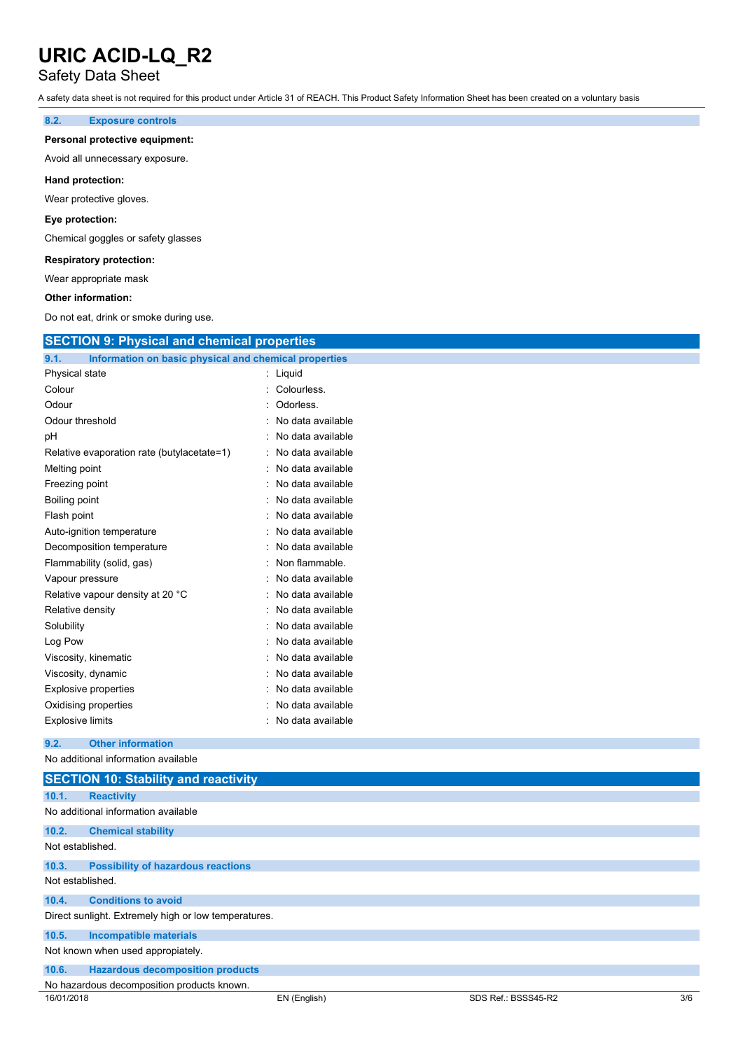# URIC ACID-LQ_R2

Safety Data Sheet

A safety data sheet is not required for this product under Article 31 of REACH. This Product Safety Information Sheet has been created on a voluntary basis

### 8.2. Exposure controls

**Personal protective equipment:**

Avoid all unnecessary exposure.

**Hand protection:**

Wear protective gloves.

**Eye protection:**

Chemical goggles or safety glasses

**Respiratory protection:**

Wear appropriate mask

**Other information:**

Do not eat, drink or smoke during use.

## SECTION 9: Physical and chemical properties

### 9.1. Information on basic physical and chemical properties

| Property | Value |
|---|---|
| Physical state | Liquid |
| Colour | Colourless. |
| Odour | Odorless. |
| Odour threshold | No data available |
| pH | No data available |
| Relative evaporation rate (butylacetate=1) | No data available |
| Melting point | No data available |
| Freezing point | No data available |
| Boiling point | No data available |
| Flash point | No data available |
| Auto-ignition temperature | No data available |
| Decomposition temperature | No data available |
| Flammability (solid, gas) | Non flammable. |
| Vapour pressure | No data available |
| Relative vapour density at 20 °C | No data available |
| Relative density | No data available |
| Solubility | No data available |
| Log Pow | No data available |
| Viscosity, kinematic | No data available |
| Viscosity, dynamic | No data available |
| Explosive properties | No data available |
| Oxidising properties | No data available |
| Explosive limits | No data available |

### 9.2. Other information

No additional information available

## SECTION 10: Stability and reactivity

### 10.1. Reactivity

No additional information available

### 10.2. Chemical stability

Not established.

### 10.3. Possibility of hazardous reactions

Not established.

### 10.4. Conditions to avoid

Direct sunlight. Extremely high or low temperatures.

### 10.5. Incompatible materials

Not known when used appropiately.

### 10.6. Hazardous decomposition products

No hazardous decomposition products known.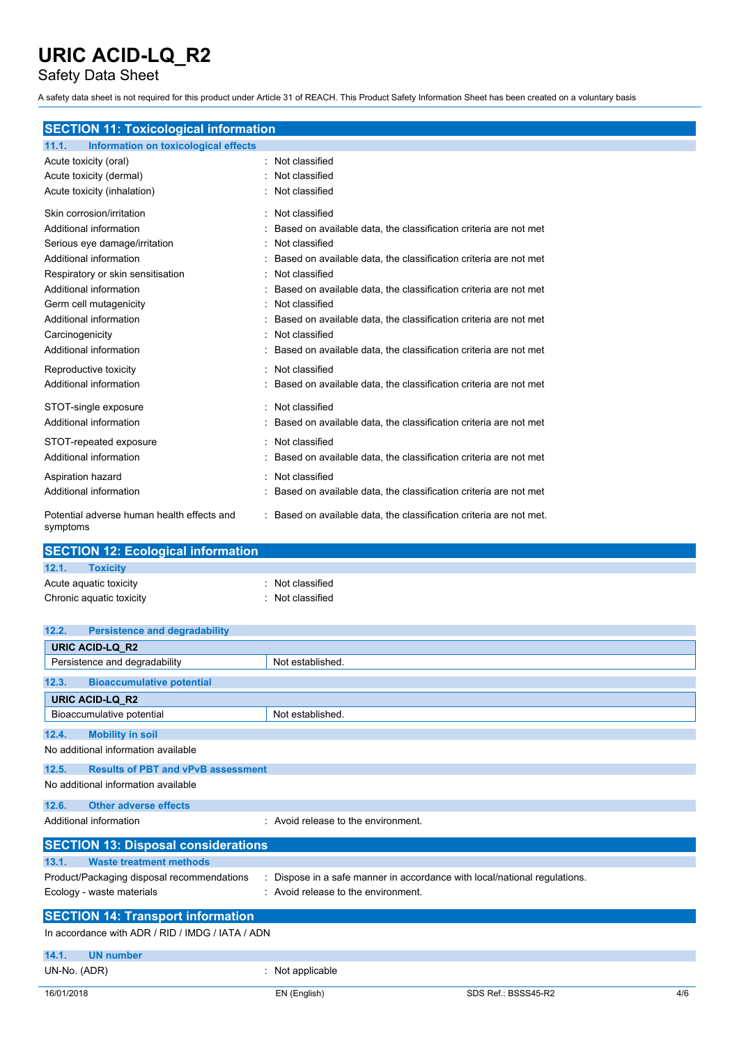## SECTION 11: Toxicological information

### 11.1. Information on toxicological effects

| | |
|---|---|
| Acute toxicity (oral) | : Not classified |
| Acute toxicity (dermal) | : Not classified |
| Acute toxicity (inhalation) | : Not classified |
| Skin corrosion/irritation | : Not classified |
| Additional information | : Based on available data, the classification criteria are not met |
| Serious eye damage/irritation | : Not classified |
| Additional information | : Based on available data, the classification criteria are not met |
| Respiratory or skin sensitisation | : Not classified |
| Additional information | : Based on available data, the classification criteria are not met |
| Germ cell mutagenicity | : Not classified |
| Additional information | : Based on available data, the classification criteria are not met |
| Carcinogenicity | : Not classified |
| Additional information | : Based on available data, the classification criteria are not met |
| Reproductive toxicity | : Not classified |
| Additional information | : Based on available data, the classification criteria are not met |
| STOT-single exposure | : Not classified |
| Additional information | : Based on available data, the classification criteria are not met |
| STOT-repeated exposure | : Not classified |
| Additional information | : Based on available data, the classification criteria are not met |
| Aspiration hazard | : Not classified |
| Additional information | : Based on available data, the classification criteria are not met |
| Potential adverse human health effects and symptoms | : Based on available data, the classification criteria are not met. |

## SECTION 12: Ecological information

### 12.1. Toxicity

| | |
|---|---|
| Acute aquatic toxicity | : Not classified |
| Chronic aquatic toxicity | : Not classified |

### 12.2. Persistence and degradability

| URIC ACID-LQ_R2 | |
|---|---|
| Persistence and degradability | Not established. |

### 12.3. Bioaccumulative potential

| URIC ACID-LQ_R2 | |
|---|---|
| Bioaccumulative potential | Not established. |

### 12.4. Mobility in soil

No additional information available

### 12.5. Results of PBT and vPvB assessment

No additional information available

### 12.6. Other adverse effects

| | |
|---|---|
| Additional information | : Avoid release to the environment. |

## SECTION 13: Disposal considerations

### 13.1. Waste treatment methods

| | |
|---|---|
| Product/Packaging disposal recommendations | : Dispose in a safe manner in accordance with local/national regulations. |
| Ecology - waste materials | : Avoid release to the environment. |

## SECTION 14: Transport information

In accordance with ADR / RID / IMDG / IATA / ADN

### 14.1. UN number

| | |
|---|---|
| UN-No. (ADR) | : Not applicable |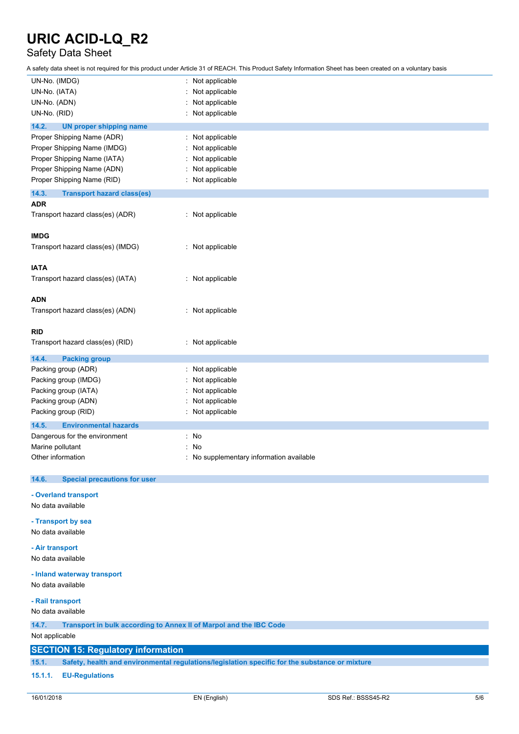| | | |
|---|---|---|
| UN-No. (IMDG) | : | Not applicable |
| UN-No. (IATA) | : | Not applicable |
| UN-No. (ADN) | : | Not applicable |
| UN-No. (RID) | : | Not applicable |

### 14.2. UN proper shipping name

| | | |
|---|---|---|
| Proper Shipping Name (ADR) | : | Not applicable |
| Proper Shipping Name (IMDG) | : | Not applicable |
| Proper Shipping Name (IATA) | : | Not applicable |
| Proper Shipping Name (ADN) | : | Not applicable |
| Proper Shipping Name (RID) | : | Not applicable |

### 14.3. Transport hazard class(es)

**ADR**

Transport hazard class(es) (ADR) : Not applicable

**IMDG**

Transport hazard class(es) (IMDG) : Not applicable

**IATA**

Transport hazard class(es) (IATA) : Not applicable

**ADN**

Transport hazard class(es) (ADN) : Not applicable

**RID**

Transport hazard class(es) (RID) : Not applicable

### 14.4. Packing group

| | | |
|---|---|---|
| Packing group (ADR) | : | Not applicable |
| Packing group (IMDG) | : | Not applicable |
| Packing group (IATA) | : | Not applicable |
| Packing group (ADN) | : | Not applicable |
| Packing group (RID) | : | Not applicable |

### 14.5. Environmental hazards

| | | |
|---|---|---|
| Dangerous for the environment | : | No |
| Marine pollutant | : | No |
| Other information | : | No supplementary information available |

### 14.6. Special precautions for user

**- Overland transport**

No data available

**- Transport by sea**

No data available

**- Air transport**

No data available

**- Inland waterway transport**

No data available

**- Rail transport**

No data available

### 14.7. Transport in bulk according to Annex II of Marpol and the IBC Code

Not applicable

## SECTION 15: Regulatory information

### 15.1. Safety, health and environmental regulations/legislation specific for the substance or mixture

#### 15.1.1. EU-Regulations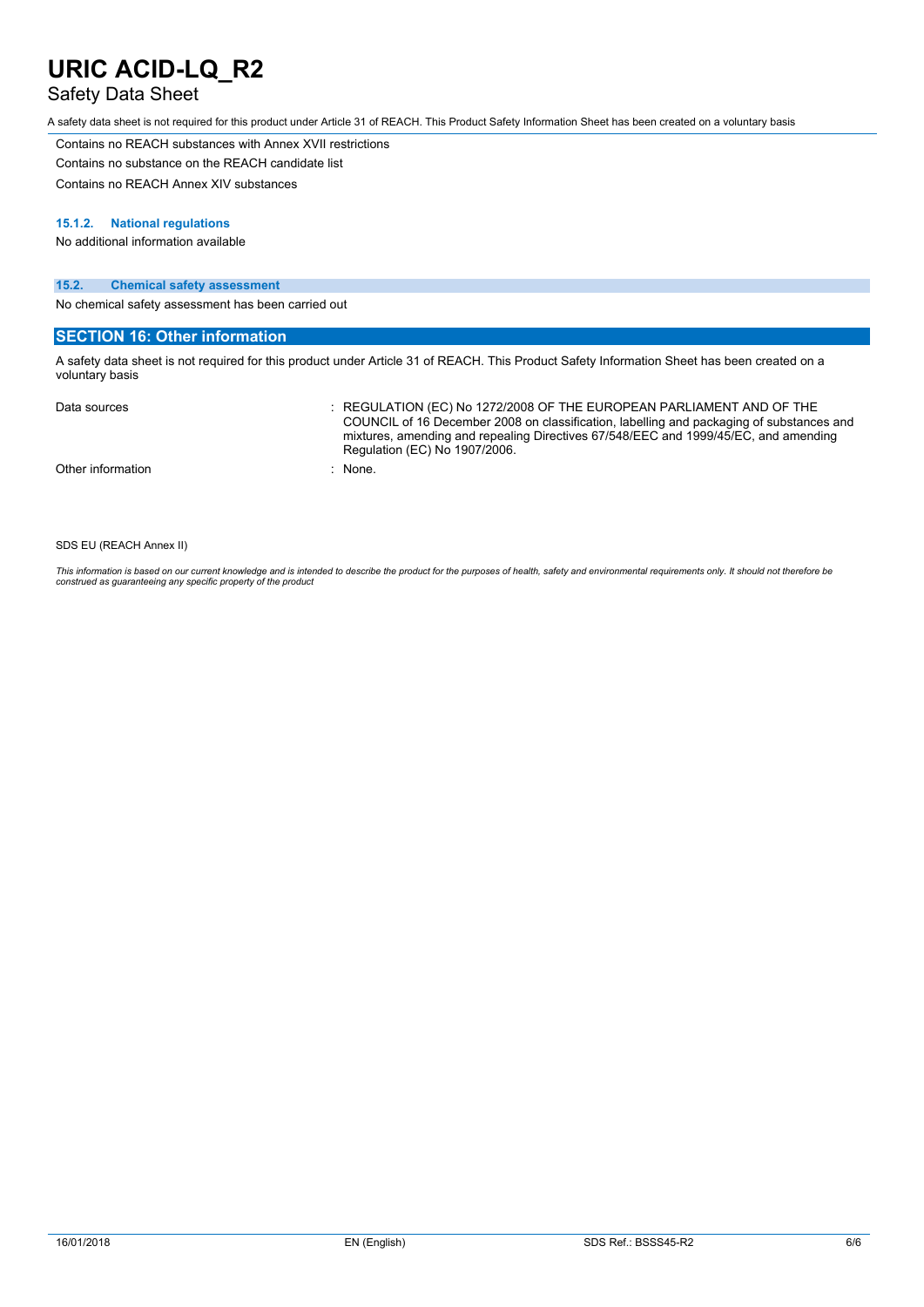Contains no REACH substances with Annex XVII restrictions

Contains no substance on the REACH candidate list

Contains no REACH Annex XIV substances

#### 15.1.2. National regulations

No additional information available

### 15.2. Chemical safety assessment

No chemical safety assessment has been carried out

## SECTION 16: Other information

A safety data sheet is not required for this product under Article 31 of REACH. This Product Safety Information Sheet has been created on a voluntary basis

| | |
|---|---|
| Data sources | : REGULATION (EC) No 1272/2008 OF THE EUROPEAN PARLIAMENT AND OF THE COUNCIL of 16 December 2008 on classification, labelling and packaging of substances and mixtures, amending and repealing Directives 67/548/EEC and 1999/45/EC, and amending Regulation (EC) No 1907/2006. |
| Other information | : None. |

SDS EU (REACH Annex II)

*This information is based on our current knowledge and is intended to describe the product for the purposes of health, safety and environmental requirements only. It should not therefore be construed as guaranteeing any specific property of the product*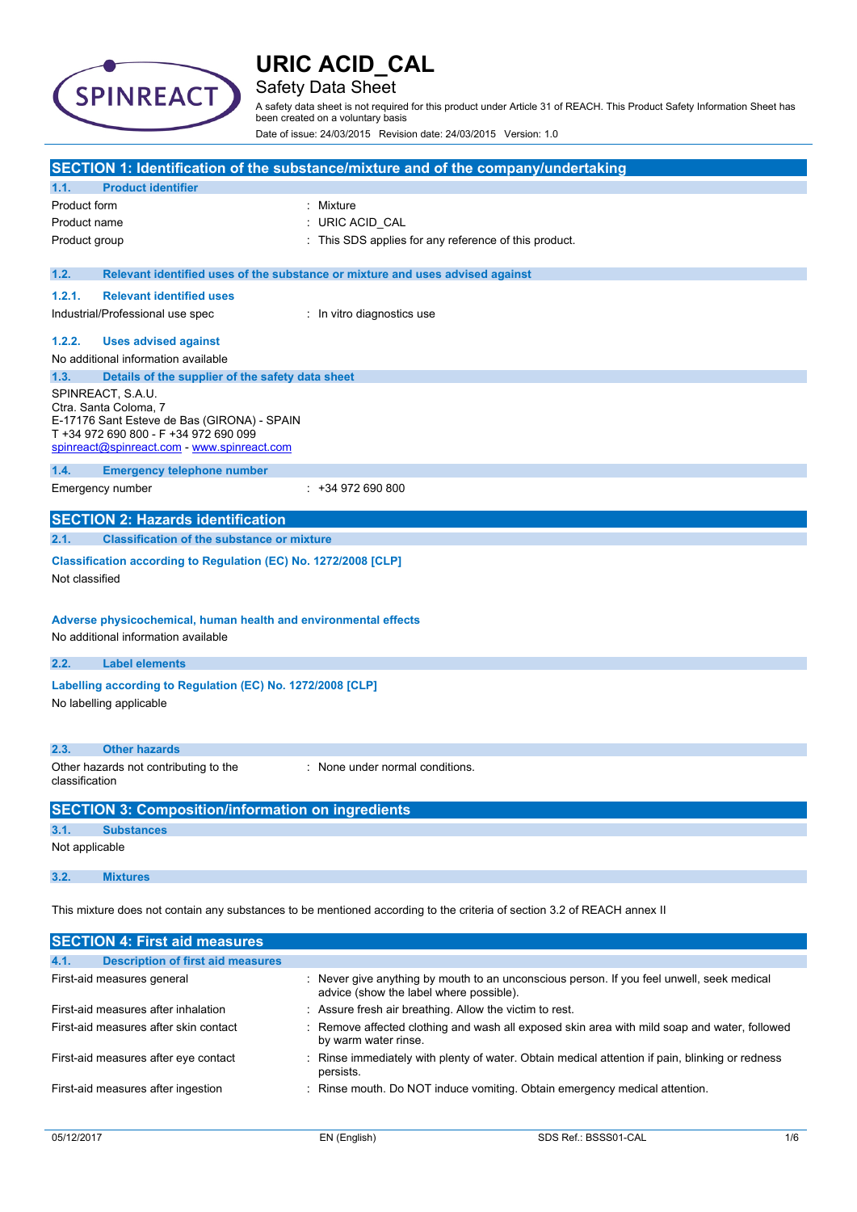# URIC ACID_CAL

Safety Data Sheet

A safety data sheet is not required for this product under Article 31 of REACH. This Product Safety Information Sheet has been created on a voluntary basis

Date of issue: 24/03/2015 Revision date: 24/03/2015 Version: 1.0

## SECTION 1: Identification of the substance/mixture and of the company/undertaking

### 1.1. Product identifier

| | |
|---|---|
| Product form | : Mixture |
| Product name | : URIC ACID_CAL |
| Product group | : This SDS applies for any reference of this product. |

### 1.2. Relevant identified uses of the substance or mixture and uses advised against

#### 1.2.1. Relevant identified uses

| | |
|---|---|
| Industrial/Professional use spec | : In vitro diagnostics use |

#### 1.2.2. Uses advised against

No additional information available

### 1.3. Details of the supplier of the safety data sheet

SPINREACT, S.A.U.
Ctra. Santa Coloma, 7
E-17176 Sant Esteve de Bas (GIRONA) - SPAIN
T +34 972 690 800 - F +34 972 690 099
spinreact@spinreact.com - www.spinreact.com

### 1.4. Emergency telephone number

| | |
|---|---|
| Emergency number | : +34 972 690 800 |

## SECTION 2: Hazards identification

### 2.1. Classification of the substance or mixture

**Classification according to Regulation (EC) No. 1272/2008 [CLP]**

Not classified

**Adverse physicochemical, human health and environmental effects**

No additional information available

### 2.2. Label elements

**Labelling according to Regulation (EC) No. 1272/2008 [CLP]**

No labelling applicable

### 2.3. Other hazards

| | |
|---|---|
| Other hazards not contributing to the classification | : None under normal conditions. |

## SECTION 3: Composition/information on ingredients

### 3.1. Substances

Not applicable

### 3.2. Mixtures

This mixture does not contain any substances to be mentioned according to the criteria of section 3.2 of REACH annex II

## SECTION 4: First aid measures

### 4.1. Description of first aid measures

| | |
|---|---|
| First-aid measures general | : Never give anything by mouth to an unconscious person. If you feel unwell, seek medical advice (show the label where possible). |
| First-aid measures after inhalation | : Assure fresh air breathing. Allow the victim to rest. |
| First-aid measures after skin contact | : Remove affected clothing and wash all exposed skin area with mild soap and water, followed by warm water rinse. |
| First-aid measures after eye contact | : Rinse immediately with plenty of water. Obtain medical attention if pain, blinking or redness persists. |
| First-aid measures after ingestion | : Rinse mouth. Do NOT induce vomiting. Obtain emergency medical attention. |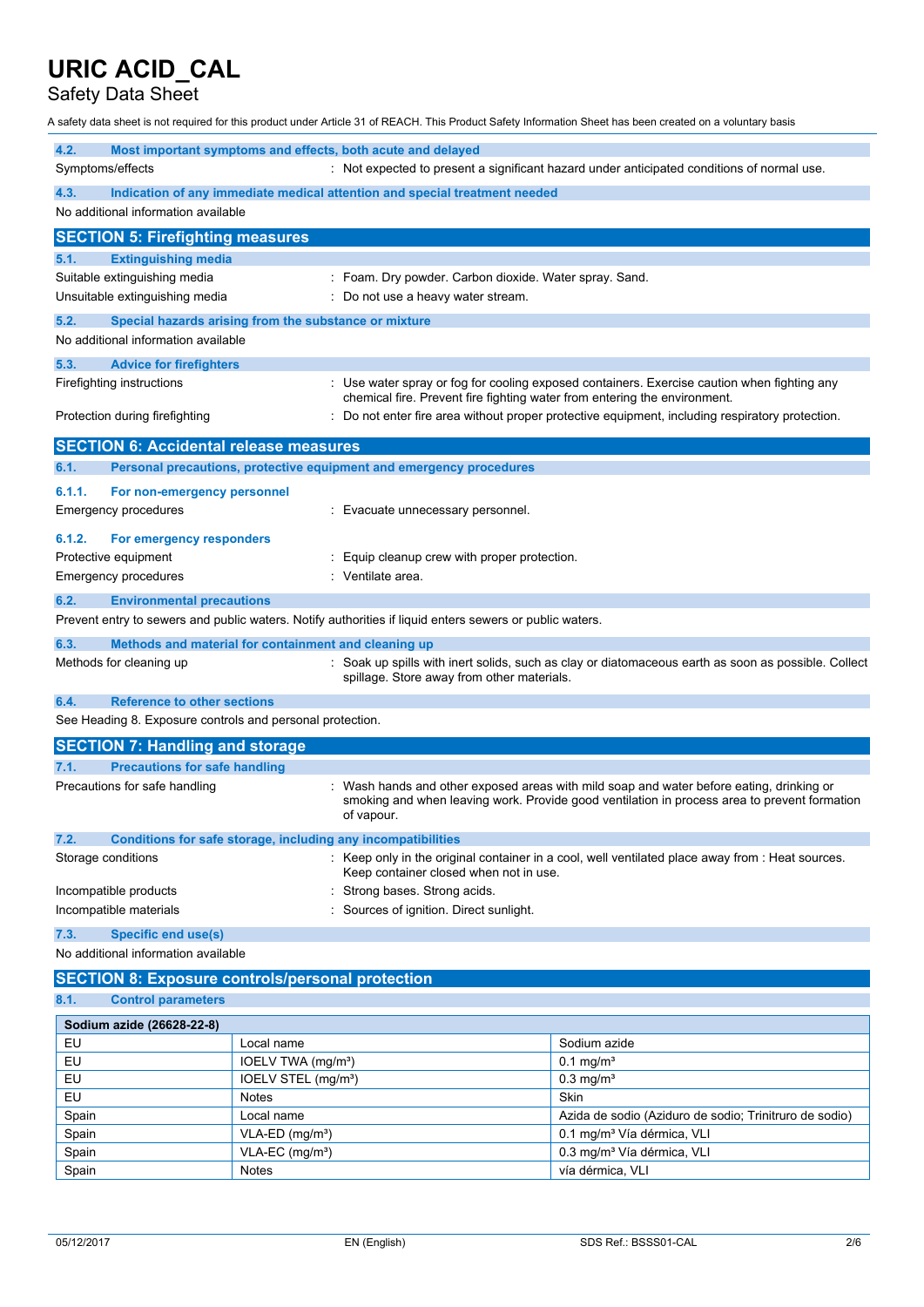# URIC ACID_CAL

Safety Data Sheet

A safety data sheet is not required for this product under Article 31 of REACH. This Product Safety Information Sheet has been created on a voluntary basis

### 4.2. Most important symptoms and effects, both acute and delayed

Symptoms/effects : Not expected to present a significant hazard under anticipated conditions of normal use.

### 4.3. Indication of any immediate medical attention and special treatment needed

No additional information available

## SECTION 5: Firefighting measures

### 5.1. Extinguishing media

Suitable extinguishing media : Foam. Dry powder. Carbon dioxide. Water spray. Sand.

Unsuitable extinguishing media : Do not use a heavy water stream.

### 5.2. Special hazards arising from the substance or mixture

No additional information available

### 5.3. Advice for firefighters

Firefighting instructions : Use water spray or fog for cooling exposed containers. Exercise caution when fighting any chemical fire. Prevent fire fighting water from entering the environment.

Protection during firefighting : Do not enter fire area without proper protective equipment, including respiratory protection.

## SECTION 6: Accidental release measures

### 6.1. Personal precautions, protective equipment and emergency procedures

#### 6.1.1. For non-emergency personnel

Emergency procedures : Evacuate unnecessary personnel.

#### 6.1.2. For emergency responders

Protective equipment : Equip cleanup crew with proper protection.

Emergency procedures : Ventilate area.

### 6.2. Environmental precautions

Prevent entry to sewers and public waters. Notify authorities if liquid enters sewers or public waters.

### 6.3. Methods and material for containment and cleaning up

Methods for cleaning up : Soak up spills with inert solids, such as clay or diatomaceous earth as soon as possible. Collect spillage. Store away from other materials.

### 6.4. Reference to other sections

See Heading 8. Exposure controls and personal protection.

## SECTION 7: Handling and storage

### 7.1. Precautions for safe handling

Precautions for safe handling : Wash hands and other exposed areas with mild soap and water before eating, drinking or smoking and when leaving work. Provide good ventilation in process area to prevent formation of vapour.

### 7.2. Conditions for safe storage, including any incompatibilities

Storage conditions : Keep only in the original container in a cool, well ventilated place away from : Heat sources. Keep container closed when not in use.

Incompatible products : Strong bases. Strong acids.

Incompatible materials : Sources of ignition. Direct sunlight.

### 7.3. Specific end use(s)

No additional information available

## SECTION 8: Exposure controls/personal protection

### 8.1. Control parameters

| Sodium azide (26628-22-8) | | |
|---|---|---|
| EU | Local name | Sodium azide |
| EU | IOELV TWA (mg/m³) | 0.1 mg/m³ |
| EU | IOELV STEL (mg/m³) | 0.3 mg/m³ |
| EU | Notes | Skin |
| Spain | Local name | Azida de sodio (Aziduro de sodio; Trinitruro de sodio) |
| Spain | VLA-ED (mg/m³) | 0.1 mg/m³ Vía dérmica, VLI |
| Spain | VLA-EC (mg/m³) | 0.3 mg/m³ Vía dérmica, VLI |
| Spain | Notes | vía dérmica, VLI |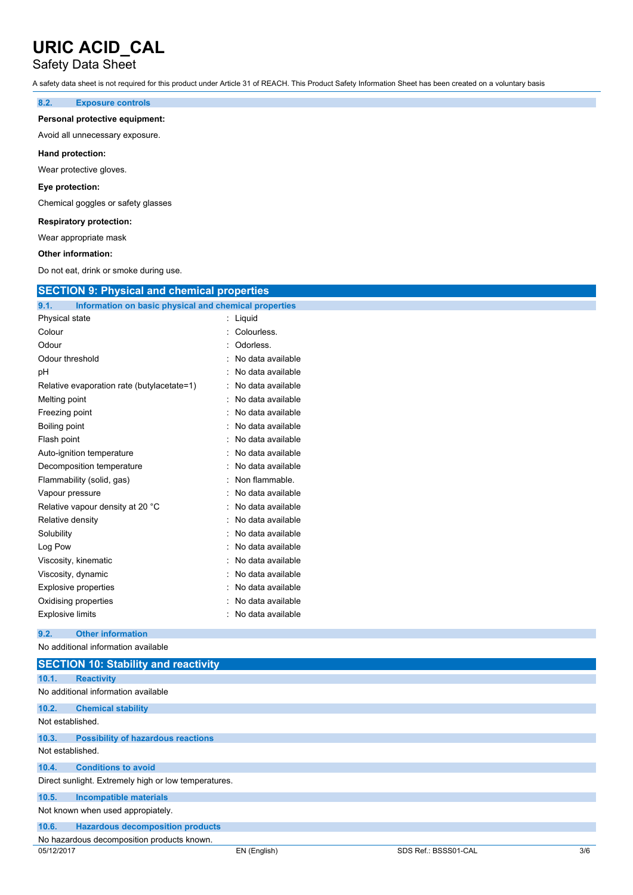### 8.2. Exposure controls

**Personal protective equipment:**

Avoid all unnecessary exposure.

**Hand protection:**

Wear protective gloves.

**Eye protection:**

Chemical goggles or safety glasses

**Respiratory protection:**

Wear appropriate mask

**Other information:**

Do not eat, drink or smoke during use.

## SECTION 9: Physical and chemical properties

### 9.1. Information on basic physical and chemical properties

| Property | Value |
|---|---|
| Physical state | : Liquid |
| Colour | : Colourless. |
| Odour | : Odorless. |
| Odour threshold | : No data available |
| pH | : No data available |
| Relative evaporation rate (butylacetate=1) | : No data available |
| Melting point | : No data available |
| Freezing point | : No data available |
| Boiling point | : No data available |
| Flash point | : No data available |
| Auto-ignition temperature | : No data available |
| Decomposition temperature | : No data available |
| Flammability (solid, gas) | : Non flammable. |
| Vapour pressure | : No data available |
| Relative vapour density at 20 °C | : No data available |
| Relative density | : No data available |
| Solubility | : No data available |
| Log Pow | : No data available |
| Viscosity, kinematic | : No data available |
| Viscosity, dynamic | : No data available |
| Explosive properties | : No data available |
| Oxidising properties | : No data available |
| Explosive limits | : No data available |

### 9.2. Other information

No additional information available

## SECTION 10: Stability and reactivity

### 10.1. Reactivity

No additional information available

### 10.2. Chemical stability

Not established.

### 10.3. Possibility of hazardous reactions

Not established.

### 10.4. Conditions to avoid

Direct sunlight. Extremely high or low temperatures.

### 10.5. Incompatible materials

Not known when used appropiately.

### 10.6. Hazardous decomposition products

No hazardous decomposition products known.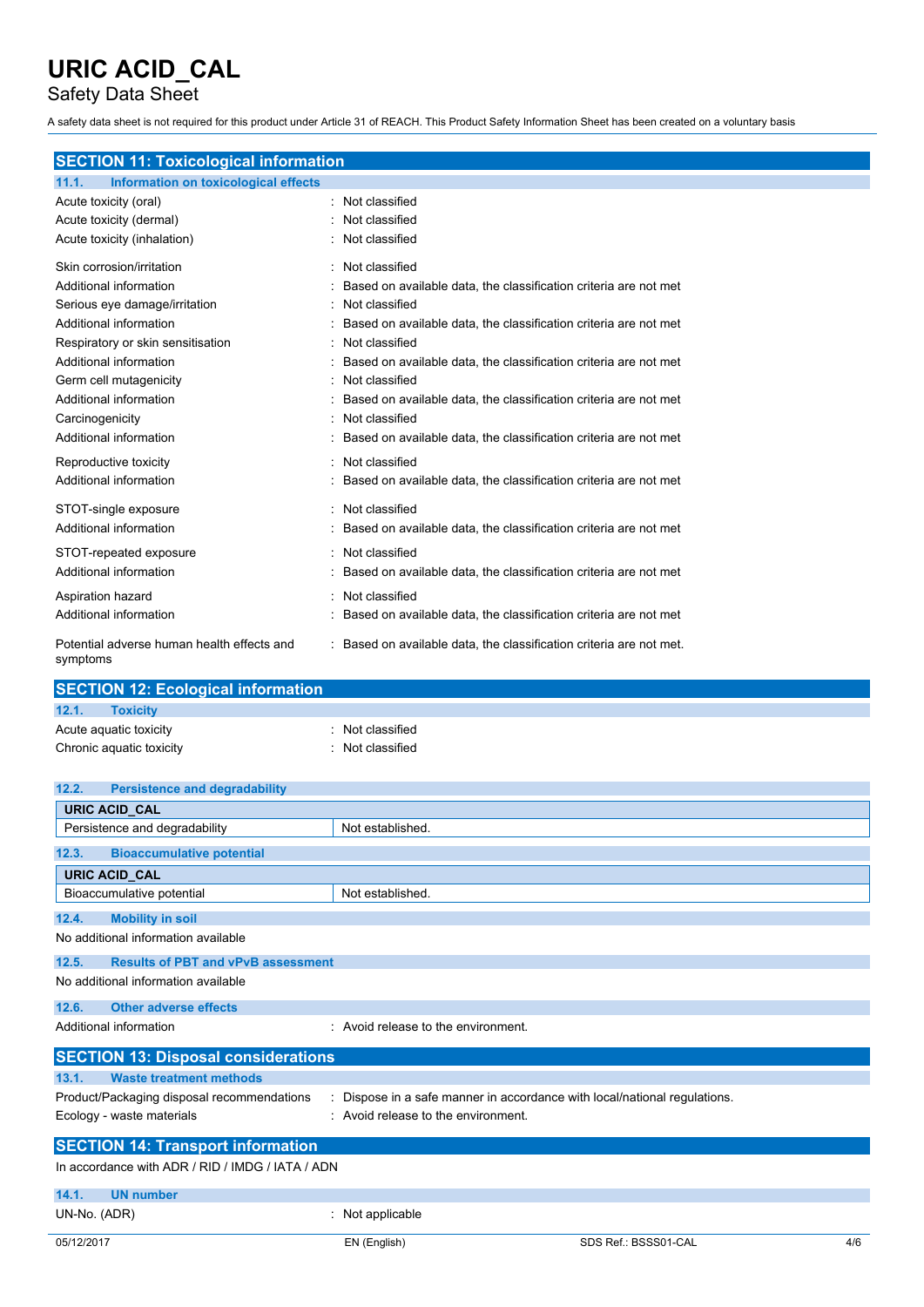## SECTION 11: Toxicological information

### 11.1. Information on toxicological effects

| | |
|---|---|
| Acute toxicity (oral) | : Not classified |
| Acute toxicity (dermal) | : Not classified |
| Acute toxicity (inhalation) | : Not classified |
| Skin corrosion/irritation | : Not classified |
| Additional information | : Based on available data, the classification criteria are not met |
| Serious eye damage/irritation | : Not classified |
| Additional information | : Based on available data, the classification criteria are not met |
| Respiratory or skin sensitisation | : Not classified |
| Additional information | : Based on available data, the classification criteria are not met |
| Germ cell mutagenicity | : Not classified |
| Additional information | : Based on available data, the classification criteria are not met |
| Carcinogenicity | : Not classified |
| Additional information | : Based on available data, the classification criteria are not met |
| Reproductive toxicity | : Not classified |
| Additional information | : Based on available data, the classification criteria are not met |
| STOT-single exposure | : Not classified |
| Additional information | : Based on available data, the classification criteria are not met |
| STOT-repeated exposure | : Not classified |
| Additional information | : Based on available data, the classification criteria are not met |
| Aspiration hazard | : Not classified |
| Additional information | : Based on available data, the classification criteria are not met |
| Potential adverse human health effects and symptoms | : Based on available data, the classification criteria are not met. |

## SECTION 12: Ecological information

### 12.1. Toxicity

| | |
|---|---|
| Acute aquatic toxicity | : Not classified |
| Chronic aquatic toxicity | : Not classified |

### 12.2. Persistence and degradability

| URIC ACID_CAL | |
|---|---|
| Persistence and degradability | Not established. |

### 12.3. Bioaccumulative potential

| URIC ACID_CAL | |
|---|---|
| Bioaccumulative potential | Not established. |

### 12.4. Mobility in soil

No additional information available

### 12.5. Results of PBT and vPvB assessment

No additional information available

### 12.6. Other adverse effects

| | |
|---|---|
| Additional information | : Avoid release to the environment. |

## SECTION 13: Disposal considerations

### 13.1. Waste treatment methods

| | |
|---|---|
| Product/Packaging disposal recommendations | : Dispose in a safe manner in accordance with local/national regulations. |
| Ecology - waste materials | : Avoid release to the environment. |

## SECTION 14: Transport information

In accordance with ADR / RID / IMDG / IATA / ADN

### 14.1. UN number

| | |
|---|---|
| UN-No. (ADR) | : Not applicable |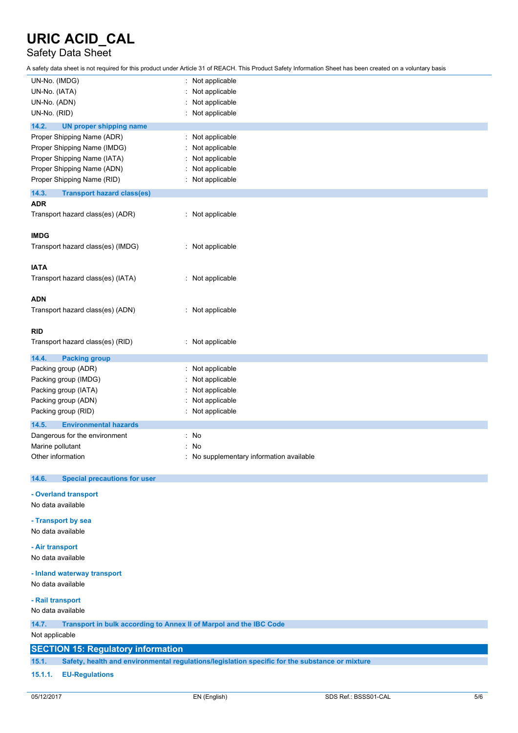UN-No. (IMDG) : Not applicable
UN-No. (IATA) : Not applicable
UN-No. (ADN) : Not applicable
UN-No. (RID) : Not applicable

### 14.2. UN proper shipping name

Proper Shipping Name (ADR) : Not applicable
Proper Shipping Name (IMDG) : Not applicable
Proper Shipping Name (IATA) : Not applicable
Proper Shipping Name (ADN) : Not applicable
Proper Shipping Name (RID) : Not applicable

### 14.3. Transport hazard class(es)

**ADR**

Transport hazard class(es) (ADR) : Not applicable

**IMDG**

Transport hazard class(es) (IMDG) : Not applicable

**IATA**

Transport hazard class(es) (IATA) : Not applicable

**ADN**

Transport hazard class(es) (ADN) : Not applicable

**RID**

Transport hazard class(es) (RID) : Not applicable

### 14.4. Packing group

Packing group (ADR) : Not applicable
Packing group (IMDG) : Not applicable
Packing group (IATA) : Not applicable
Packing group (ADN) : Not applicable
Packing group (RID) : Not applicable

### 14.5. Environmental hazards

Dangerous for the environment : No
Marine pollutant : No
Other information : No supplementary information available

### 14.6. Special precautions for user

**- Overland transport**

No data available

**- Transport by sea**

No data available

**- Air transport**

No data available

**- Inland waterway transport**

No data available

**- Rail transport**

No data available

### 14.7. Transport in bulk according to Annex II of Marpol and the IBC Code

Not applicable

## SECTION 15: Regulatory information

### 15.1. Safety, health and environmental regulations/legislation specific for the substance or mixture

#### 15.1.1. EU-Regulations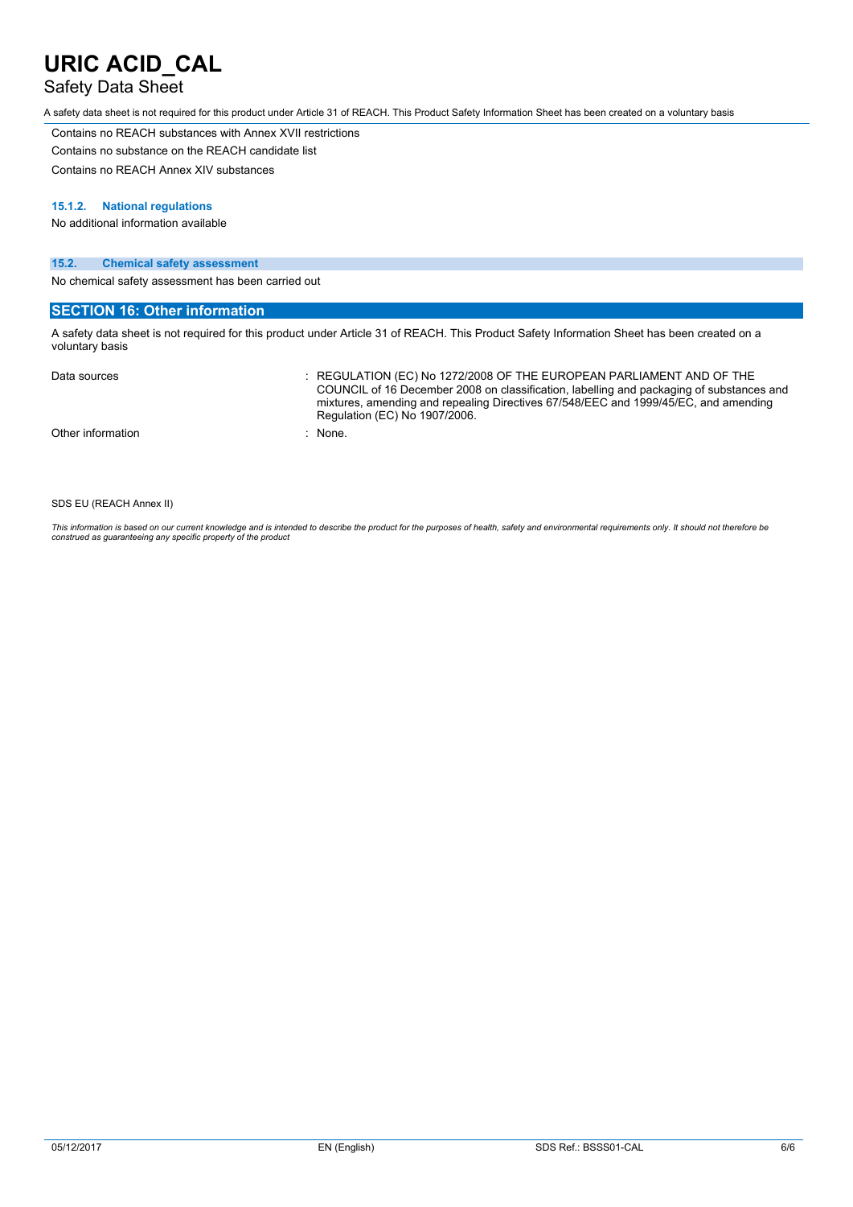Contains no REACH substances with Annex XVII restrictions

Contains no substance on the REACH candidate list

Contains no REACH Annex XIV substances

#### 15.1.2. National regulations

No additional information available

### 15.2. Chemical safety assessment

No chemical safety assessment has been carried out

## SECTION 16: Other information

A safety data sheet is not required for this product under Article 31 of REACH. This Product Safety Information Sheet has been created on a voluntary basis

| | |
|---|---|
| Data sources | : REGULATION (EC) No 1272/2008 OF THE EUROPEAN PARLIAMENT AND OF THE COUNCIL of 16 December 2008 on classification, labelling and packaging of substances and mixtures, amending and repealing Directives 67/548/EEC and 1999/45/EC, and amending Regulation (EC) No 1907/2006. |
| Other information | : None. |

SDS EU (REACH Annex II)

*This information is based on our current knowledge and is intended to describe the product for the purposes of health, safety and environmental requirements only. It should not therefore be construed as guaranteeing any specific property of the product*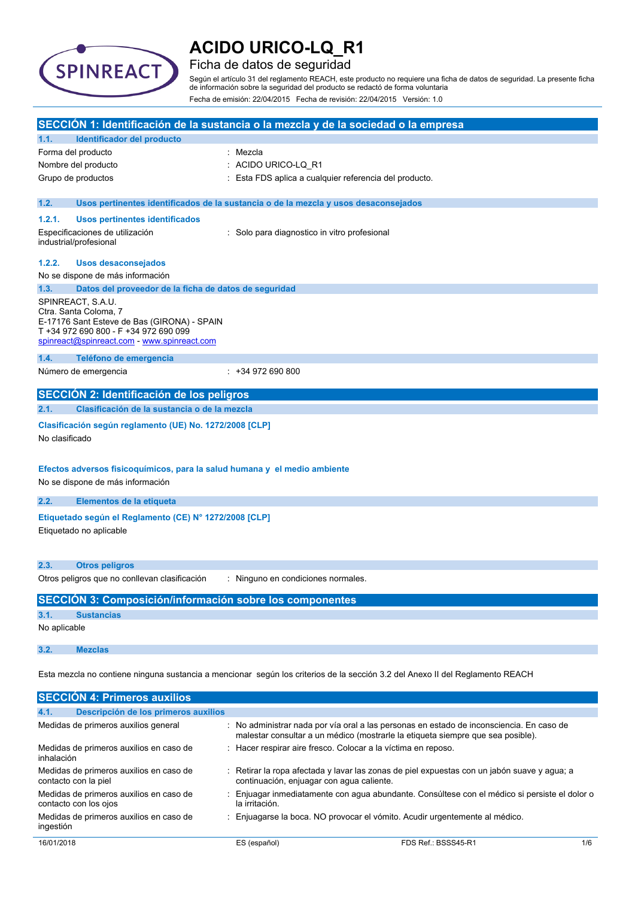# ACIDO URICO-LQ_R1

## Ficha de datos de seguridad

Según el artículo 31 del reglamento REACH, este producto no requiere una ficha de datos de seguridad. La presente ficha de información sobre la seguridad del producto se redactó de forma voluntaria

Fecha de emisión: 22/04/2015 Fecha de revisión: 22/04/2015 Versión: 1.0

## SECCIÓN 1: Identificación de la sustancia o la mezcla y de la sociedad o la empresa

### 1.1. Identificador del producto

| | |
|---|---|
| Forma del producto | : Mezcla |
| Nombre del producto | : ACIDO URICO-LQ_R1 |
| Grupo de productos | : Esta FDS aplica a cualquier referencia del producto. |

### 1.2. Usos pertinentes identificados de la sustancia o de la mezcla y usos desaconsejados

#### 1.2.1. Usos pertinentes identificados

| | |
|---|---|
| Especificaciones de utilización industrial/profesional | : Solo para diagnostico in vitro profesional |

#### 1.2.2. Usos desaconsejados

No se dispone de más información

### 1.3. Datos del proveedor de la ficha de datos de seguridad

SPINREACT, S.A.U.
Ctra. Santa Coloma, 7
E-17176 Sant Esteve de Bas (GIRONA) - SPAIN
T +34 972 690 800 - F +34 972 690 099
spinreact@spinreact.com - www.spinreact.com

### 1.4. Teléfono de emergencia

| | |
|---|---|
| Número de emergencia | : +34 972 690 800 |

## SECCIÓN 2: Identificación de los peligros

### 2.1. Clasificación de la sustancia o de la mezcla

**Clasificación según reglamento (UE) No. 1272/2008 [CLP]**

No clasificado

**Efectos adversos fisicoquímicos, para la salud humana y el medio ambiente**

No se dispone de más información

### 2.2. Elementos de la etiqueta

**Etiquetado según el Reglamento (CE) N° 1272/2008 [CLP]**

Etiquetado no aplicable

### 2.3. Otros peligros

| | |
|---|---|
| Otros peligros que no conllevan clasificación | : Ninguno en condiciones normales. |

## SECCIÓN 3: Composición/información sobre los componentes

### 3.1. Sustancias

No aplicable

### 3.2. Mezclas

Esta mezcla no contiene ninguna sustancia a mencionar según los criterios de la sección 3.2 del Anexo II del Reglamento REACH

## SECCIÓN 4: Primeros auxilios

### 4.1. Descripción de los primeros auxilios

| | |
|---|---|
| Medidas de primeros auxilios general | : No administrar nada por vía oral a las personas en estado de inconsciencia. En caso de malestar consultar a un médico (mostrarle la etiqueta siempre que sea posible). |
| Medidas de primeros auxilios en caso de inhalación | : Hacer respirar aire fresco. Colocar a la víctima en reposo. |
| Medidas de primeros auxilios en caso de contacto con la piel | : Retirar la ropa afectada y lavar las zonas de piel expuestas con un jabón suave y agua; a continuación, enjuagar con agua caliente. |
| Medidas de primeros auxilios en caso de contacto con los ojos | : Enjuagar inmediatamente con agua abundante. Consúltese con el médico si persiste el dolor o la irritación. |
| Medidas de primeros auxilios en caso de ingestión | : Enjuagarse la boca. NO provocar el vómito. Acudir urgentemente al médico. |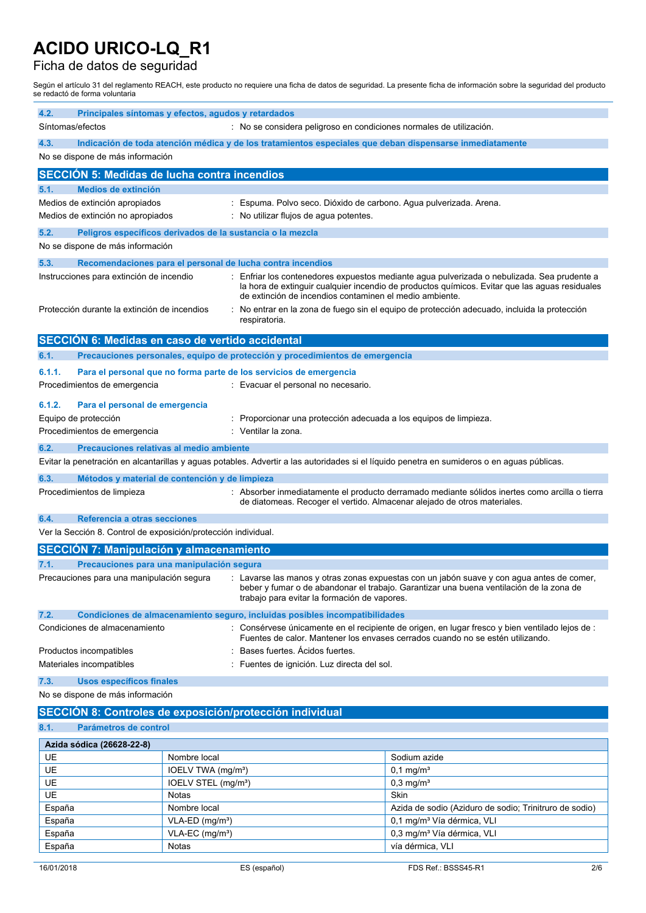# ACIDO URICO-LQ_R1

Ficha de datos de seguridad

Según el artículo 31 del reglamento REACH, este producto no requiere una ficha de datos de seguridad. La presente ficha de información sobre la seguridad del producto se redactó de forma voluntaria

### 4.2. Principales síntomas y efectos, agudos y retardados

Síntomas/efectos : No se considera peligroso en condiciones normales de utilización.

### 4.3. Indicación de toda atención médica y de los tratamientos especiales que deban dispensarse inmediatamente

No se dispone de más información

## SECCIÓN 5: Medidas de lucha contra incendios

### 5.1. Medios de extinción

Medios de extinción apropiados : Espuma. Polvo seco. Dióxido de carbono. Agua pulverizada. Arena.

Medios de extinción no apropiados : No utilizar flujos de agua potentes.

### 5.2. Peligros específicos derivados de la sustancia o la mezcla

No se dispone de más información

### 5.3. Recomendaciones para el personal de lucha contra incendios

Instrucciones para extinción de incendio : Enfriar los contenedores expuestos mediante agua pulverizada o nebulizada. Sea prudente a la hora de extinguir cualquier incendio de productos químicos. Evitar que las aguas residuales de extinción de incendios contaminen el medio ambiente.

Protección durante la extinción de incendios : No entrar en la zona de fuego sin el equipo de protección adecuado, incluida la protección respiratoria.

## SECCIÓN 6: Medidas en caso de vertido accidental

### 6.1. Precauciones personales, equipo de protección y procedimientos de emergencia

#### 6.1.1. Para el personal que no forma parte de los servicios de emergencia

Procedimientos de emergencia : Evacuar el personal no necesario.

#### 6.1.2. Para el personal de emergencia

Equipo de protección : Proporcionar una protección adecuada a los equipos de limpieza.

Procedimientos de emergencia : Ventilar la zona.

### 6.2. Precauciones relativas al medio ambiente

Evitar la penetración en alcantarillas y aguas potables. Advertir a las autoridades si el líquido penetra en sumideros o en aguas públicas.

### 6.3. Métodos y material de contención y de limpieza

Procedimientos de limpieza : Absorber inmediatamente el producto derramado mediante sólidos inertes como arcilla o tierra de diatomeas. Recoger el vertido. Almacenar alejado de otros materiales.

### 6.4. Referencia a otras secciones

Ver la Sección 8. Control de exposición/protección individual.

## SECCIÓN 7: Manipulación y almacenamiento

### 7.1. Precauciones para una manipulación segura

Precauciones para una manipulación segura : Lavarse las manos y otras zonas expuestas con un jabón suave y con agua antes de comer, beber y fumar o de abandonar el trabajo. Garantizar una buena ventilación de la zona de trabajo para evitar la formación de vapores.

### 7.2. Condiciones de almacenamiento seguro, incluidas posibles incompatibilidades

Condiciones de almacenamiento : Consérvese únicamente en el recipiente de origen, en lugar fresco y bien ventilado lejos de : Fuentes de calor. Mantener los envases cerrados cuando no se estén utilizando.

Productos incompatibles : Bases fuertes. Ácidos fuertes.

Materiales incompatibles : Fuentes de ignición. Luz directa del sol.

### 7.3. Usos específicos finales

No se dispone de más información

## SECCIÓN 8: Controles de exposición/protección individual

### 8.1. Parámetros de control

| Azida sódica (26628-22-8) | | |
|---|---|---|
| UE | Nombre local | Sodium azide |
| UE | IOELV TWA (mg/m³) | 0,1 mg/m³ |
| UE | IOELV STEL (mg/m³) | 0,3 mg/m³ |
| UE | Notas | Skin |
| España | Nombre local | Azida de sodio (Aziduro de sodio; Trinitruro de sodio) |
| España | VLA-ED (mg/m³) | 0,1 mg/m³ Vía dérmica, VLI |
| España | VLA-EC (mg/m³) | 0,3 mg/m³ Vía dérmica, VLI |
| España | Notas | vía dérmica, VLI |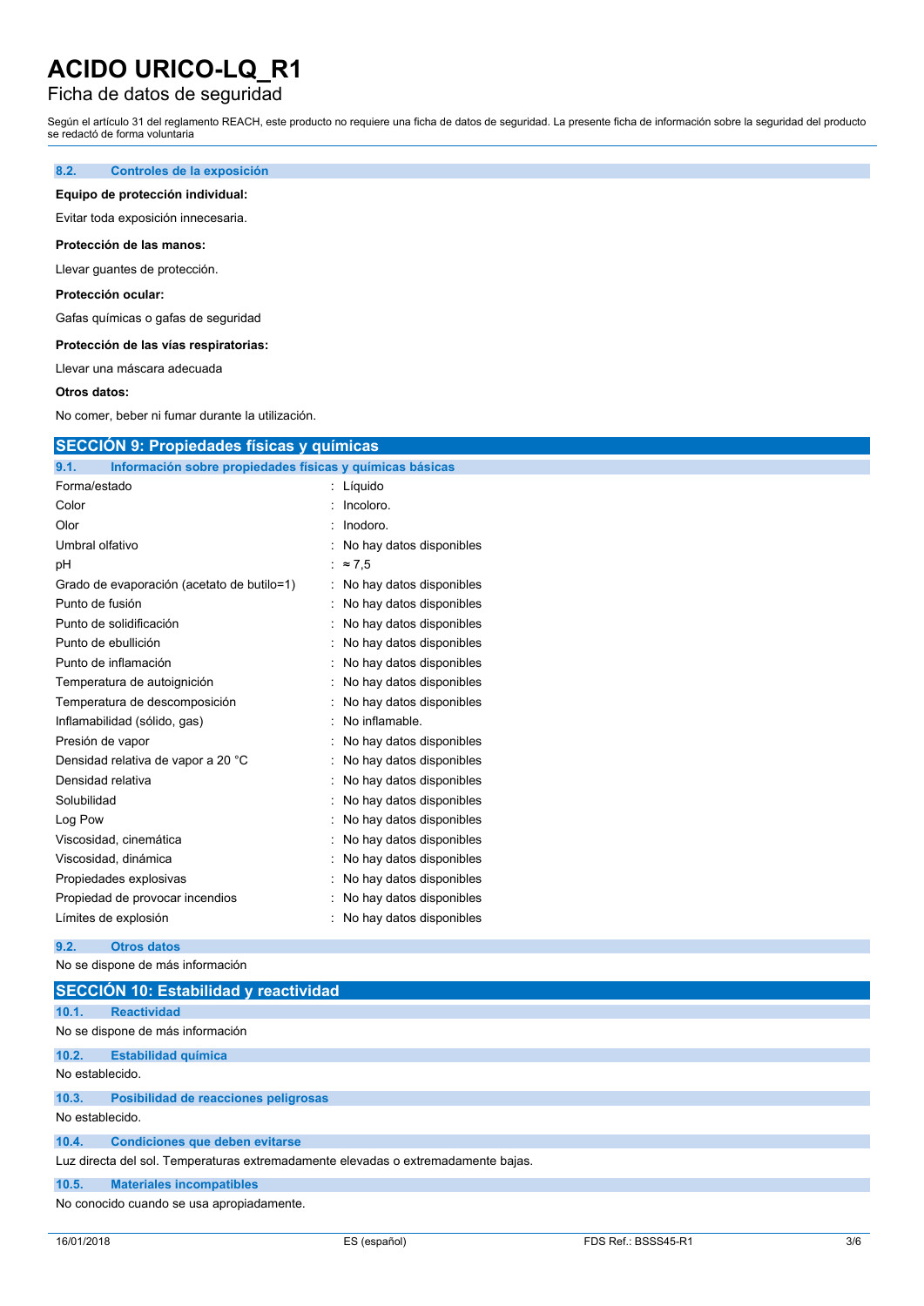# ACIDO URICO-LQ_R1

Ficha de datos de seguridad

Según el artículo 31 del reglamento REACH, este producto no requiere una ficha de datos de seguridad. La presente ficha de información sobre la seguridad del producto se redactó de forma voluntaria

### 8.2. Controles de la exposición

**Equipo de protección individual:**

Evitar toda exposición innecesaria.

**Protección de las manos:**

Llevar guantes de protección.

**Protección ocular:**

Gafas químicas o gafas de seguridad

**Protección de las vías respiratorias:**

Llevar una máscara adecuada

**Otros datos:**

No comer, beber ni fumar durante la utilización.

## SECCIÓN 9: Propiedades físicas y químicas

### 9.1. Información sobre propiedades físicas y químicas básicas

| Propiedad | Valor |
|---|---|
| Forma/estado | Líquido |
| Color | Incoloro. |
| Olor | Inodoro. |
| Umbral olfativo | No hay datos disponibles |
| pH | ≈ 7,5 |
| Grado de evaporación (acetato de butilo=1) | No hay datos disponibles |
| Punto de fusión | No hay datos disponibles |
| Punto de solidificación | No hay datos disponibles |
| Punto de ebullición | No hay datos disponibles |
| Punto de inflamación | No hay datos disponibles |
| Temperatura de autoignición | No hay datos disponibles |
| Temperatura de descomposición | No hay datos disponibles |
| Inflamabilidad (sólido, gas) | No inflamable. |
| Presión de vapor | No hay datos disponibles |
| Densidad relativa de vapor a 20 °C | No hay datos disponibles |
| Densidad relativa | No hay datos disponibles |
| Solubilidad | No hay datos disponibles |
| Log Pow | No hay datos disponibles |
| Viscosidad, cinemática | No hay datos disponibles |
| Viscosidad, dinámica | No hay datos disponibles |
| Propiedades explosivas | No hay datos disponibles |
| Propiedad de provocar incendios | No hay datos disponibles |
| Límites de explosión | No hay datos disponibles |

### 9.2. Otros datos

No se dispone de más información

## SECCIÓN 10: Estabilidad y reactividad

### 10.1. Reactividad

No se dispone de más información

### 10.2. Estabilidad química

No establecido.

### 10.3. Posibilidad de reacciones peligrosas

No establecido.

### 10.4. Condiciones que deben evitarse

Luz directa del sol. Temperaturas extremadamente elevadas o extremadamente bajas.

### 10.5. Materiales incompatibles

No conocido cuando se usa apropiadamente.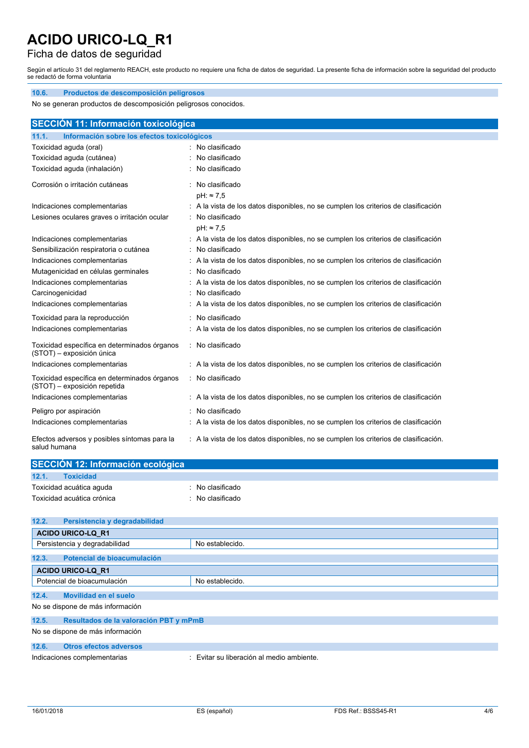# ACIDO URICO-LQ_R1

Ficha de datos de seguridad

Según el artículo 31 del reglamento REACH, este producto no requiere una ficha de datos de seguridad. La presente ficha de información sobre la seguridad del producto se redactó de forma voluntaria

### 10.6. Productos de descomposición peligrosos

No se generan productos de descomposición peligrosos conocidos.

## SECCIÓN 11: Información toxicológica

### 11.1. Información sobre los efectos toxicológicos

| | |
|---|---|
| Toxicidad aguda (oral) | : No clasificado |
| Toxicidad aguda (cutánea) | : No clasificado |
| Toxicidad aguda (inhalación) | : No clasificado |
| Corrosión o irritación cutáneas | : No clasificado<br>pH: ≈ 7,5 |
| Indicaciones complementarias | : A la vista de los datos disponibles, no se cumplen los criterios de clasificación |
| Lesiones oculares graves o irritación ocular | : No clasificado<br>pH: ≈ 7,5 |
| Indicaciones complementarias | : A la vista de los datos disponibles, no se cumplen los criterios de clasificación |
| Sensibilización respiratoria o cutánea | : No clasificado |
| Indicaciones complementarias | : A la vista de los datos disponibles, no se cumplen los criterios de clasificación |
| Mutagenicidad en células germinales | : No clasificado |
| Indicaciones complementarias | : A la vista de los datos disponibles, no se cumplen los criterios de clasificación |
| Carcinogenicidad | : No clasificado |
| Indicaciones complementarias | : A la vista de los datos disponibles, no se cumplen los criterios de clasificación |
| Toxicidad para la reproducción | : No clasificado |
| Indicaciones complementarias | : A la vista de los datos disponibles, no se cumplen los criterios de clasificación |
| Toxicidad específica en determinados órganos (STOT) – exposición única | : No clasificado |
| Indicaciones complementarias | : A la vista de los datos disponibles, no se cumplen los criterios de clasificación |
| Toxicidad específica en determinados órganos (STOT) – exposición repetida | : No clasificado |
| Indicaciones complementarias | : A la vista de los datos disponibles, no se cumplen los criterios de clasificación |
| Peligro por aspiración | : No clasificado |
| Indicaciones complementarias | : A la vista de los datos disponibles, no se cumplen los criterios de clasificación |
| Efectos adversos y posibles síntomas para la salud humana | : A la vista de los datos disponibles, no se cumplen los criterios de clasificación. |

## SECCIÓN 12: Información ecológica

### 12.1. Toxicidad

| | |
|---|---|
| Toxicidad acuática aguda | : No clasificado |
| Toxicidad acuática crónica | : No clasificado |

### 12.2. Persistencia y degradabilidad

| ACIDO URICO-LQ_R1 | |
|---|---|
| Persistencia y degradabilidad | No establecido. |

### 12.3. Potencial de bioacumulación

| ACIDO URICO-LQ_R1 | |
|---|---|
| Potencial de bioacumulación | No establecido. |

### 12.4. Movilidad en el suelo

No se dispone de más información

### 12.5. Resultados de la valoración PBT y mPmB

No se dispone de más información

### 12.6. Otros efectos adversos

Indicaciones complementarias : Evitar su liberación al medio ambiente.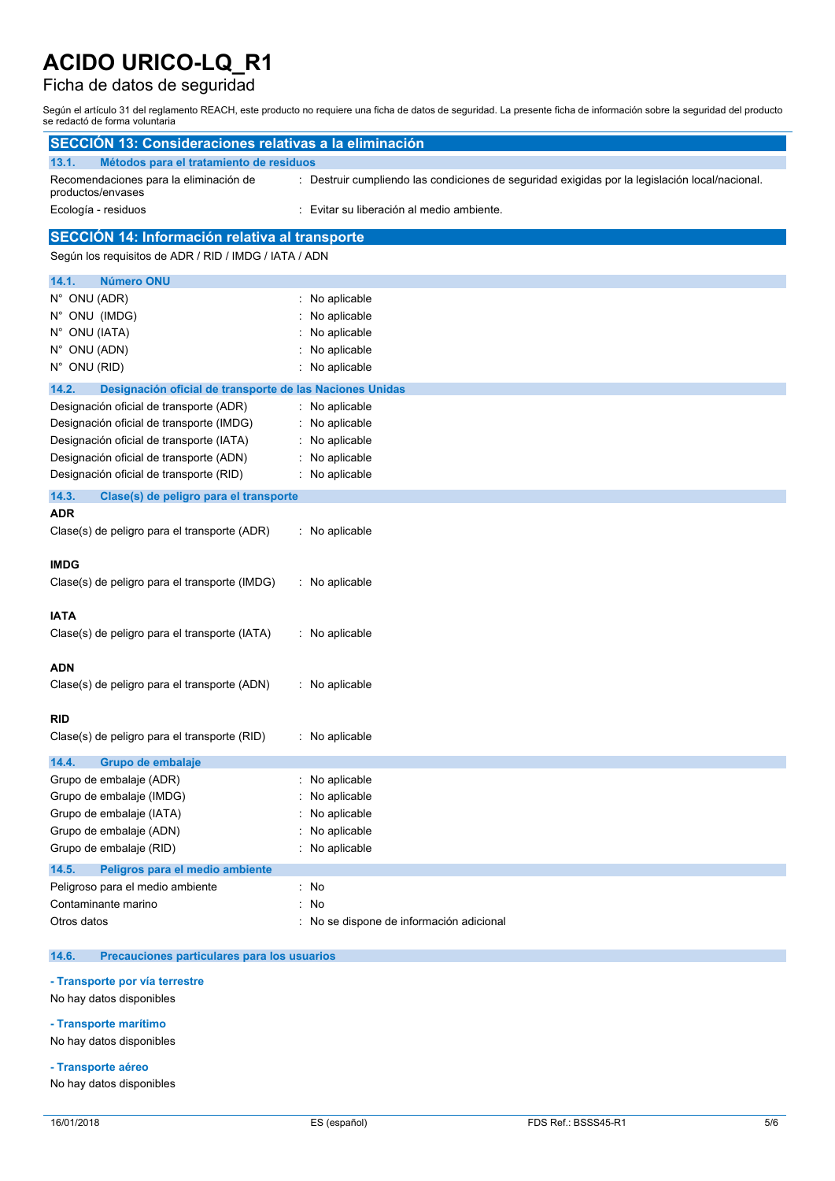# ACIDO URICO-LQ_R1

Ficha de datos de seguridad

Según el artículo 31 del reglamento REACH, este producto no requiere una ficha de datos de seguridad. La presente ficha de información sobre la seguridad del producto se redactó de forma voluntaria

## SECCIÓN 13: Consideraciones relativas a la eliminación

### 13.1. Métodos para el tratamiento de residuos

Recomendaciones para la eliminación de productos/envases : Destruir cumpliendo las condiciones de seguridad exigidas por la legislación local/nacional.

Ecología - residuos : Evitar su liberación al medio ambiente.

## SECCIÓN 14: Información relativa al transporte

Según los requisitos de ADR / RID / IMDG / IATA / ADN

### 14.1. Número ONU

N° ONU (ADR) : No aplicable

N° ONU (IMDG) : No aplicable

N° ONU (IATA) : No aplicable

N° ONU (ADN) : No aplicable

N° ONU (RID) : No aplicable

### 14.2. Designación oficial de transporte de las Naciones Unidas

Designación oficial de transporte (ADR) : No aplicable

Designación oficial de transporte (IMDG) : No aplicable

Designación oficial de transporte (IATA) : No aplicable

Designación oficial de transporte (ADN) : No aplicable

Designación oficial de transporte (RID) : No aplicable

### 14.3. Clase(s) de peligro para el transporte

**ADR**

Clase(s) de peligro para el transporte (ADR) : No aplicable

**IMDG**

Clase(s) de peligro para el transporte (IMDG) : No aplicable

**IATA**

Clase(s) de peligro para el transporte (IATA) : No aplicable

**ADN**

Clase(s) de peligro para el transporte (ADN) : No aplicable

**RID**

Clase(s) de peligro para el transporte (RID) : No aplicable

### 14.4. Grupo de embalaje

Grupo de embalaje (ADR) : No aplicable

Grupo de embalaje (IMDG) : No aplicable

Grupo de embalaje (IATA) : No aplicable

Grupo de embalaje (ADN) : No aplicable

Grupo de embalaje (RID) : No aplicable

### 14.5. Peligros para el medio ambiente

Peligroso para el medio ambiente : No

Contaminante marino : No

Otros datos : No se dispone de información adicional

### 14.6. Precauciones particulares para los usuarios

**- Transporte por vía terrestre**

No hay datos disponibles

**- Transporte marítimo**

No hay datos disponibles

**- Transporte aéreo**

No hay datos disponibles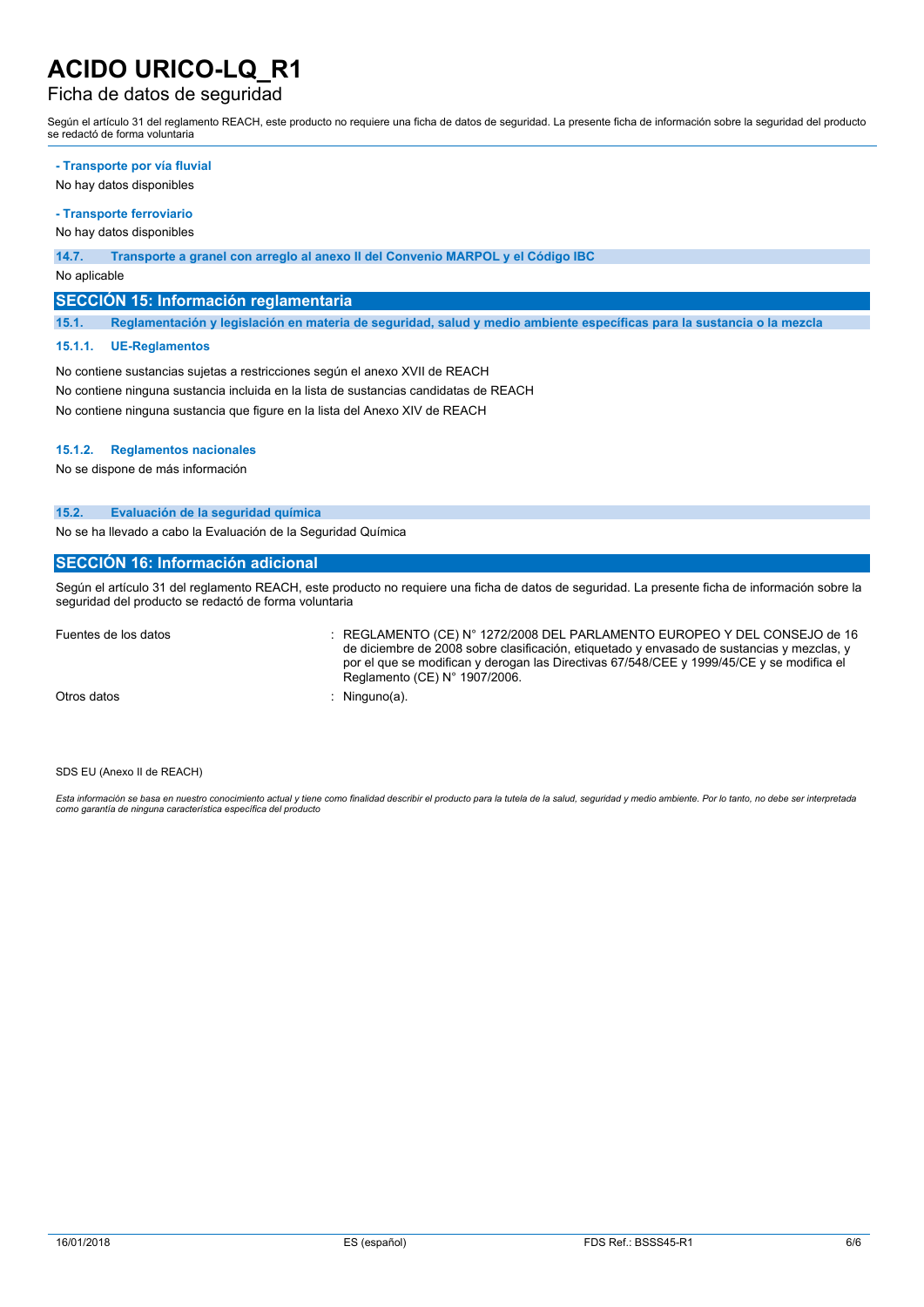**- Transporte por vía fluvial**

No hay datos disponibles

**- Transporte ferroviario**

No hay datos disponibles

**14.7. Transporte a granel con arreglo al anexo II del Convenio MARPOL y el Código IBC**

No aplicable

## SECCIÓN 15: Información reglamentaria

**15.1. Reglamentación y legislación en materia de seguridad, salud y medio ambiente específicas para la sustancia o la mezcla**

**15.1.1. UE-Reglamentos**

No contiene sustancias sujetas a restricciones según el anexo XVII de REACH

No contiene ninguna sustancia incluida en la lista de sustancias candidatas de REACH

No contiene ninguna sustancia que figure en la lista del Anexo XIV de REACH

**15.1.2. Reglamentos nacionales**

No se dispone de más información

**15.2. Evaluación de la seguridad química**

No se ha llevado a cabo la Evaluación de la Seguridad Química

## SECCIÓN 16: Información adicional

Según el artículo 31 del reglamento REACH, este producto no requiere una ficha de datos de seguridad. La presente ficha de información sobre la seguridad del producto se redactó de forma voluntaria

| | |
|---|---|
| Fuentes de los datos | : REGLAMENTO (CE) N° 1272/2008 DEL PARLAMENTO EUROPEO Y DEL CONSEJO de 16 de diciembre de 2008 sobre clasificación, etiquetado y envasado de sustancias y mezclas, y por el que se modifican y derogan las Directivas 67/548/CEE y 1999/45/CE y se modifica el Reglamento (CE) N° 1907/2006. |
| Otros datos | : Ninguno(a). |

SDS EU (Anexo II de REACH)

*Esta información se basa en nuestro conocimiento actual y tiene como finalidad describir el producto para la tutela de la salud, seguridad y medio ambiente. Por lo tanto, no debe ser interpretada como garantía de ninguna característica específica del producto*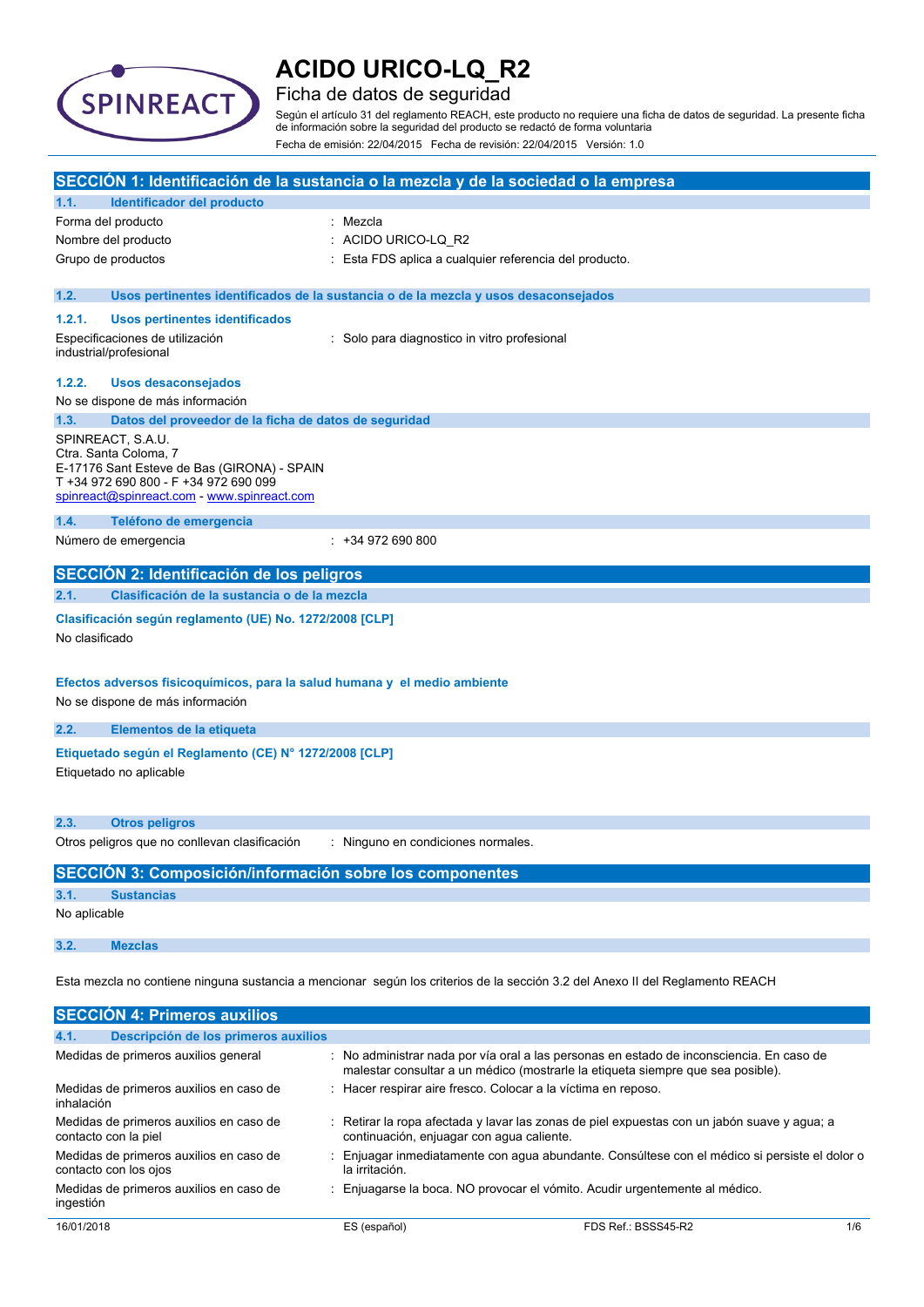# ACIDO URICO-LQ_R2

## Ficha de datos de seguridad

Según el artículo 31 del reglamento REACH, este producto no requiere una ficha de datos de seguridad. La presente ficha de información sobre la seguridad del producto se redactó de forma voluntaria

Fecha de emisión: 22/04/2015 Fecha de revisión: 22/04/2015 Versión: 1.0

## SECCIÓN 1: Identificación de la sustancia o la mezcla y de la sociedad o la empresa

### 1.1. Identificador del producto

| | |
|---|---|
| Forma del producto | : Mezcla |
| Nombre del producto | : ACIDO URICO-LQ_R2 |
| Grupo de productos | : Esta FDS aplica a cualquier referencia del producto. |

### 1.2. Usos pertinentes identificados de la sustancia o de la mezcla y usos desaconsejados

#### 1.2.1. Usos pertinentes identificados

| | |
|---|---|
| Especificaciones de utilización industrial/profesional | : Solo para diagnostico in vitro profesional |

#### 1.2.2. Usos desaconsejados

No se dispone de más información

### 1.3. Datos del proveedor de la ficha de datos de seguridad

SPINREACT, S.A.U.
Ctra. Santa Coloma, 7
E-17176 Sant Esteve de Bas (GIRONA) - SPAIN
T +34 972 690 800 - F +34 972 690 099
spinreact@spinreact.com - www.spinreact.com

### 1.4. Teléfono de emergencia

| | |
|---|---|
| Número de emergencia | : +34 972 690 800 |

## SECCIÓN 2: Identificación de los peligros

### 2.1. Clasificación de la sustancia o de la mezcla

**Clasificación según reglamento (UE) No. 1272/2008 [CLP]**

No clasificado

**Efectos adversos fisicoquímicos, para la salud humana y el medio ambiente**

No se dispone de más información

### 2.2. Elementos de la etiqueta

**Etiquetado según el Reglamento (CE) N° 1272/2008 [CLP]**

Etiquetado no aplicable

### 2.3. Otros peligros

| | |
|---|---|
| Otros peligros que no conllevan clasificación | : Ninguno en condiciones normales. |

## SECCIÓN 3: Composición/información sobre los componentes

### 3.1. Sustancias

No aplicable

### 3.2. Mezclas

Esta mezcla no contiene ninguna sustancia a mencionar según los criterios de la sección 3.2 del Anexo II del Reglamento REACH

## SECCIÓN 4: Primeros auxilios

### 4.1. Descripción de los primeros auxilios

| | |
|---|---|
| Medidas de primeros auxilios general | : No administrar nada por vía oral a las personas en estado de inconsciencia. En caso de malestar consultar a un médico (mostrarle la etiqueta siempre que sea posible). |
| Medidas de primeros auxilios en caso de inhalación | : Hacer respirar aire fresco. Colocar a la víctima en reposo. |
| Medidas de primeros auxilios en caso de contacto con la piel | : Retirar la ropa afectada y lavar las zonas de piel expuestas con un jabón suave y agua; a continuación, enjuagar con agua caliente. |
| Medidas de primeros auxilios en caso de contacto con los ojos | : Enjuagar inmediatamente con agua abundante. Consúltese con el médico si persiste el dolor o la irritación. |
| Medidas de primeros auxilios en caso de ingestión | : Enjuagarse la boca. NO provocar el vómito. Acudir urgentemente al médico. |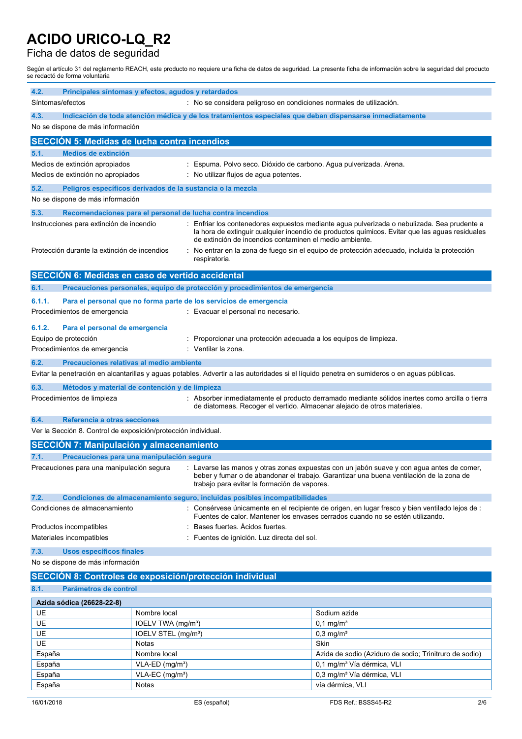# ACIDO URICO-LQ_R2

Ficha de datos de seguridad

Según el artículo 31 del reglamento REACH, este producto no requiere una ficha de datos de seguridad. La presente ficha de información sobre la seguridad del producto se redactó de forma voluntaria

### 4.2. Principales síntomas y efectos, agudos y retardados

Síntomas/efectos : No se considera peligroso en condiciones normales de utilización.

### 4.3. Indicación de toda atención médica y de los tratamientos especiales que deban dispensarse inmediatamente

No se dispone de más información

## SECCIÓN 5: Medidas de lucha contra incendios

### 5.1. Medios de extinción

Medios de extinción apropiados : Espuma. Polvo seco. Dióxido de carbono. Agua pulverizada. Arena.

Medios de extinción no apropiados : No utilizar flujos de agua potentes.

### 5.2. Peligros específicos derivados de la sustancia o la mezcla

No se dispone de más información

### 5.3. Recomendaciones para el personal de lucha contra incendios

Instrucciones para extinción de incendio : Enfriar los contenedores expuestos mediante agua pulverizada o nebulizada. Sea prudente a la hora de extinguir cualquier incendio de productos químicos. Evitar que las aguas residuales de extinción de incendios contaminen el medio ambiente.

Protección durante la extinción de incendios : No entrar en la zona de fuego sin el equipo de protección adecuado, incluida la protección respiratoria.

## SECCIÓN 6: Medidas en caso de vertido accidental

### 6.1. Precauciones personales, equipo de protección y procedimientos de emergencia

#### 6.1.1. Para el personal que no forma parte de los servicios de emergencia

Procedimientos de emergencia : Evacuar el personal no necesario.

#### 6.1.2. Para el personal de emergencia

Equipo de protección : Proporcionar una protección adecuada a los equipos de limpieza.

Procedimientos de emergencia : Ventilar la zona.

### 6.2. Precauciones relativas al medio ambiente

Evitar la penetración en alcantarillas y aguas potables. Advertir a las autoridades si el líquido penetra en sumideros o en aguas públicas.

### 6.3. Métodos y material de contención y de limpieza

Procedimientos de limpieza : Absorber inmediatamente el producto derramado mediante sólidos inertes como arcilla o tierra de diatomeas. Recoger el vertido. Almacenar alejado de otros materiales.

### 6.4. Referencia a otras secciones

Ver la Sección 8. Control de exposición/protección individual.

## SECCIÓN 7: Manipulación y almacenamiento

### 7.1. Precauciones para una manipulación segura

Precauciones para una manipulación segura : Lavarse las manos y otras zonas expuestas con un jabón suave y con agua antes de comer, beber y fumar o de abandonar el trabajo. Garantizar una buena ventilación de la zona de trabajo para evitar la formación de vapores.

### 7.2. Condiciones de almacenamiento seguro, incluidas posibles incompatibilidades

Condiciones de almacenamiento : Consérvese únicamente en el recipiente de origen, en lugar fresco y bien ventilado lejos de : Fuentes de calor. Mantener los envases cerrados cuando no se estén utilizando.

Productos incompatibles : Bases fuertes. Ácidos fuertes.

Materiales incompatibles : Fuentes de ignición. Luz directa del sol.

### 7.3. Usos específicos finales

No se dispone de más información

## SECCIÓN 8: Controles de exposición/protección individual

### 8.1. Parámetros de control

| Azida sódica (26628-22-8) | | |
|---|---|---|
| UE | Nombre local | Sodium azide |
| UE | IOELV TWA (mg/m³) | 0,1 mg/m³ |
| UE | IOELV STEL (mg/m³) | 0,3 mg/m³ |
| UE | Notas | Skin |
| España | Nombre local | Azida de sodio (Aziduro de sodio; Trinitruro de sodio) |
| España | VLA-ED (mg/m³) | 0,1 mg/m³ Vía dérmica, VLI |
| España | VLA-EC (mg/m³) | 0,3 mg/m³ Vía dérmica, VLI |
| España | Notas | vía dérmica, VLI |

16/01/2018 ES (español) FDS Ref.: BSSS45-R2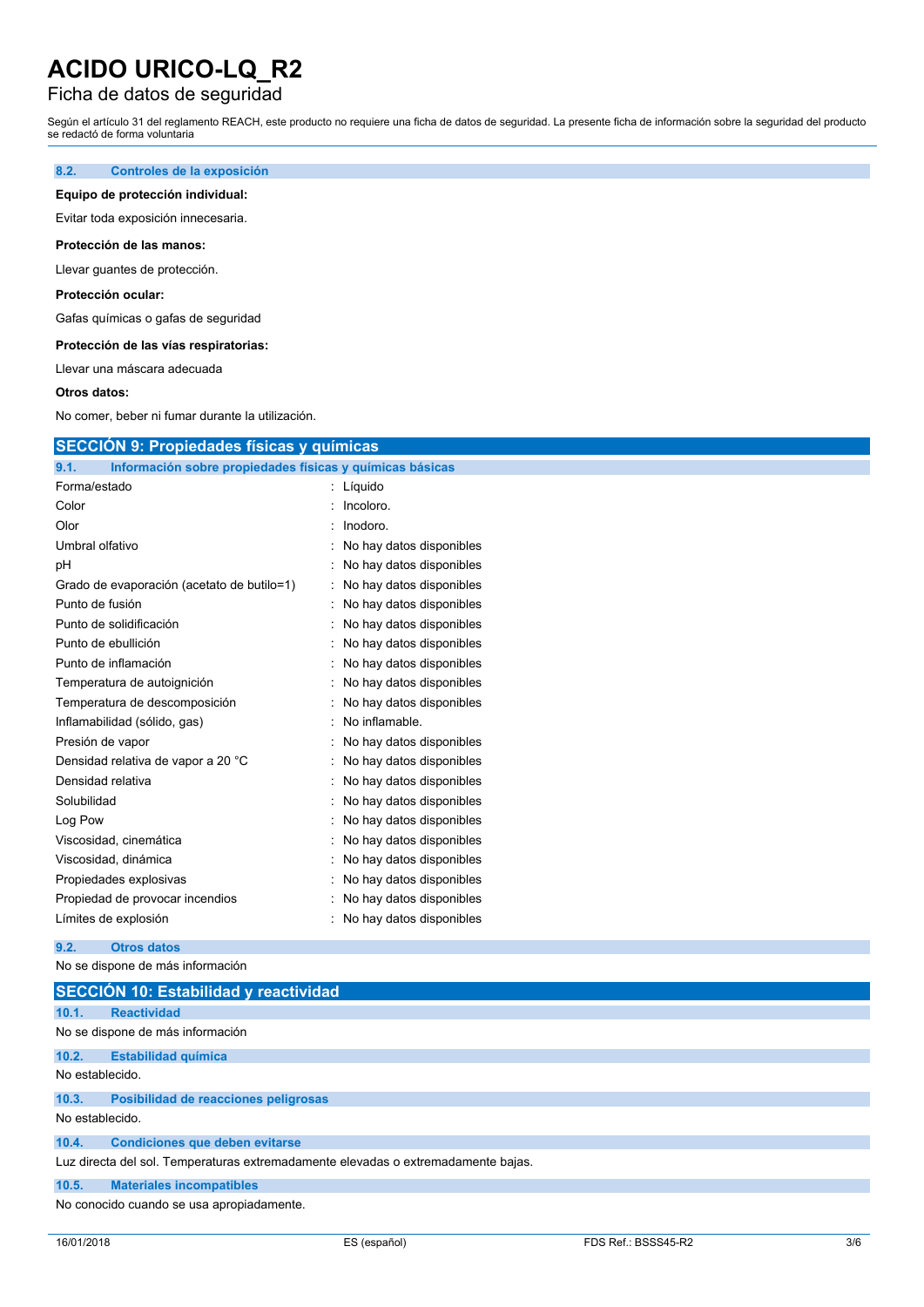### 8.2. Controles de la exposición

**Equipo de protección individual:**

Evitar toda exposición innecesaria.

**Protección de las manos:**

Llevar guantes de protección.

**Protección ocular:**

Gafas químicas o gafas de seguridad

**Protección de las vías respiratorias:**

Llevar una máscara adecuada

**Otros datos:**

No comer, beber ni fumar durante la utilización.

## SECCIÓN 9: Propiedades físicas y químicas

### 9.1. Información sobre propiedades físicas y químicas básicas

| | |
|---|---|
| Forma/estado | : Líquido |
| Color | : Incoloro. |
| Olor | : Inodoro. |
| Umbral olfativo | : No hay datos disponibles |
| pH | : No hay datos disponibles |
| Grado de evaporación (acetato de butilo=1) | : No hay datos disponibles |
| Punto de fusión | : No hay datos disponibles |
| Punto de solidificación | : No hay datos disponibles |
| Punto de ebullición | : No hay datos disponibles |
| Punto de inflamación | : No hay datos disponibles |
| Temperatura de autoignición | : No hay datos disponibles |
| Temperatura de descomposición | : No hay datos disponibles |
| Inflamabilidad (sólido, gas) | : No inflamable. |
| Presión de vapor | : No hay datos disponibles |
| Densidad relativa de vapor a 20 °C | : No hay datos disponibles |
| Densidad relativa | : No hay datos disponibles |
| Solubilidad | : No hay datos disponibles |
| Log Pow | : No hay datos disponibles |
| Viscosidad, cinemática | : No hay datos disponibles |
| Viscosidad, dinámica | : No hay datos disponibles |
| Propiedades explosivas | : No hay datos disponibles |
| Propiedad de provocar incendios | : No hay datos disponibles |
| Límites de explosión | : No hay datos disponibles |

### 9.2. Otros datos

No se dispone de más información

## SECCIÓN 10: Estabilidad y reactividad

### 10.1. Reactividad

No se dispone de más información

### 10.2. Estabilidad química

No establecido.

### 10.3. Posibilidad de reacciones peligrosas

No establecido.

### 10.4. Condiciones que deben evitarse

Luz directa del sol. Temperaturas extremadamente elevadas o extremadamente bajas.

### 10.5. Materiales incompatibles

No conocido cuando se usa apropiadamente.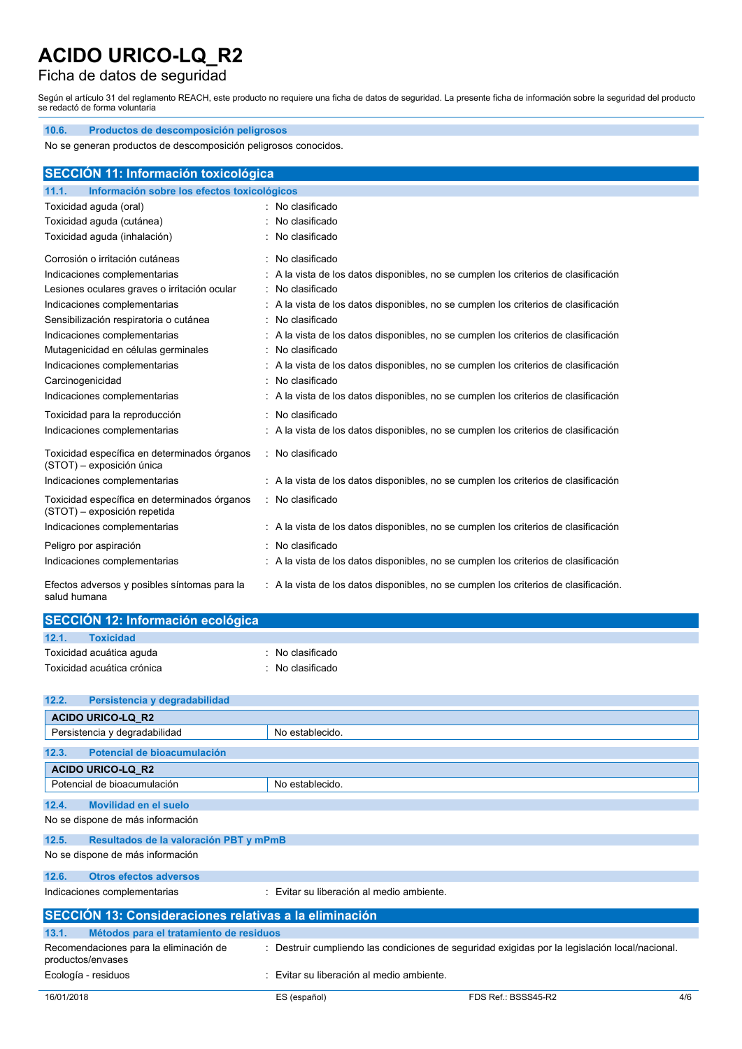### 10.6. Productos de descomposición peligrosos

No se generan productos de descomposición peligrosos conocidos.

## SECCIÓN 11: Información toxicológica

### 11.1. Información sobre los efectos toxicológicos

| | |
|---|---|
| Toxicidad aguda (oral) | : No clasificado |
| Toxicidad aguda (cutánea) | : No clasificado |
| Toxicidad aguda (inhalación) | : No clasificado |
| Corrosión o irritación cutáneas | : No clasificado |
| Indicaciones complementarias | : A la vista de los datos disponibles, no se cumplen los criterios de clasificación |
| Lesiones oculares graves o irritación ocular | : No clasificado |
| Indicaciones complementarias | : A la vista de los datos disponibles, no se cumplen los criterios de clasificación |
| Sensibilización respiratoria o cutánea | : No clasificado |
| Indicaciones complementarias | : A la vista de los datos disponibles, no se cumplen los criterios de clasificación |
| Mutagenicidad en células germinales | : No clasificado |
| Indicaciones complementarias | : A la vista de los datos disponibles, no se cumplen los criterios de clasificación |
| Carcinogenicidad | : No clasificado |
| Indicaciones complementarias | : A la vista de los datos disponibles, no se cumplen los criterios de clasificación |
| Toxicidad para la reproducción | : No clasificado |
| Indicaciones complementarias | : A la vista de los datos disponibles, no se cumplen los criterios de clasificación |
| Toxicidad específica en determinados órganos (STOT) – exposición única | : No clasificado |
| Indicaciones complementarias | : A la vista de los datos disponibles, no se cumplen los criterios de clasificación |
| Toxicidad específica en determinados órganos (STOT) – exposición repetida | : No clasificado |
| Indicaciones complementarias | : A la vista de los datos disponibles, no se cumplen los criterios de clasificación |
| Peligro por aspiración | : No clasificado |
| Indicaciones complementarias | : A la vista de los datos disponibles, no se cumplen los criterios de clasificación |
| Efectos adversos y posibles síntomas para la salud humana | : A la vista de los datos disponibles, no se cumplen los criterios de clasificación. |

## SECCIÓN 12: Información ecológica

### 12.1. Toxicidad

| | |
|---|---|
| Toxicidad acuática aguda | : No clasificado |
| Toxicidad acuática crónica | : No clasificado |

### 12.2. Persistencia y degradabilidad

| ACIDO URICO-LQ_R2 | |
|---|---|
| Persistencia y degradabilidad | No establecido. |

### 12.3. Potencial de bioacumulación

| ACIDO URICO-LQ_R2 | |
|---|---|
| Potencial de bioacumulación | No establecido. |

### 12.4. Movilidad en el suelo

No se dispone de más información

### 12.5. Resultados de la valoración PBT y mPmB

No se dispone de más información

### 12.6. Otros efectos adversos

| | |
|---|---|
| Indicaciones complementarias | : Evitar su liberación al medio ambiente. |

## SECCIÓN 13: Consideraciones relativas a la eliminación

### 13.1. Métodos para el tratamiento de residuos

| | |
|---|---|
| Recomendaciones para la eliminación de productos/envases | : Destruir cumpliendo las condiciones de seguridad exigidas por la legislación local/nacional. |
| Ecología - residuos | : Evitar su liberación al medio ambiente. |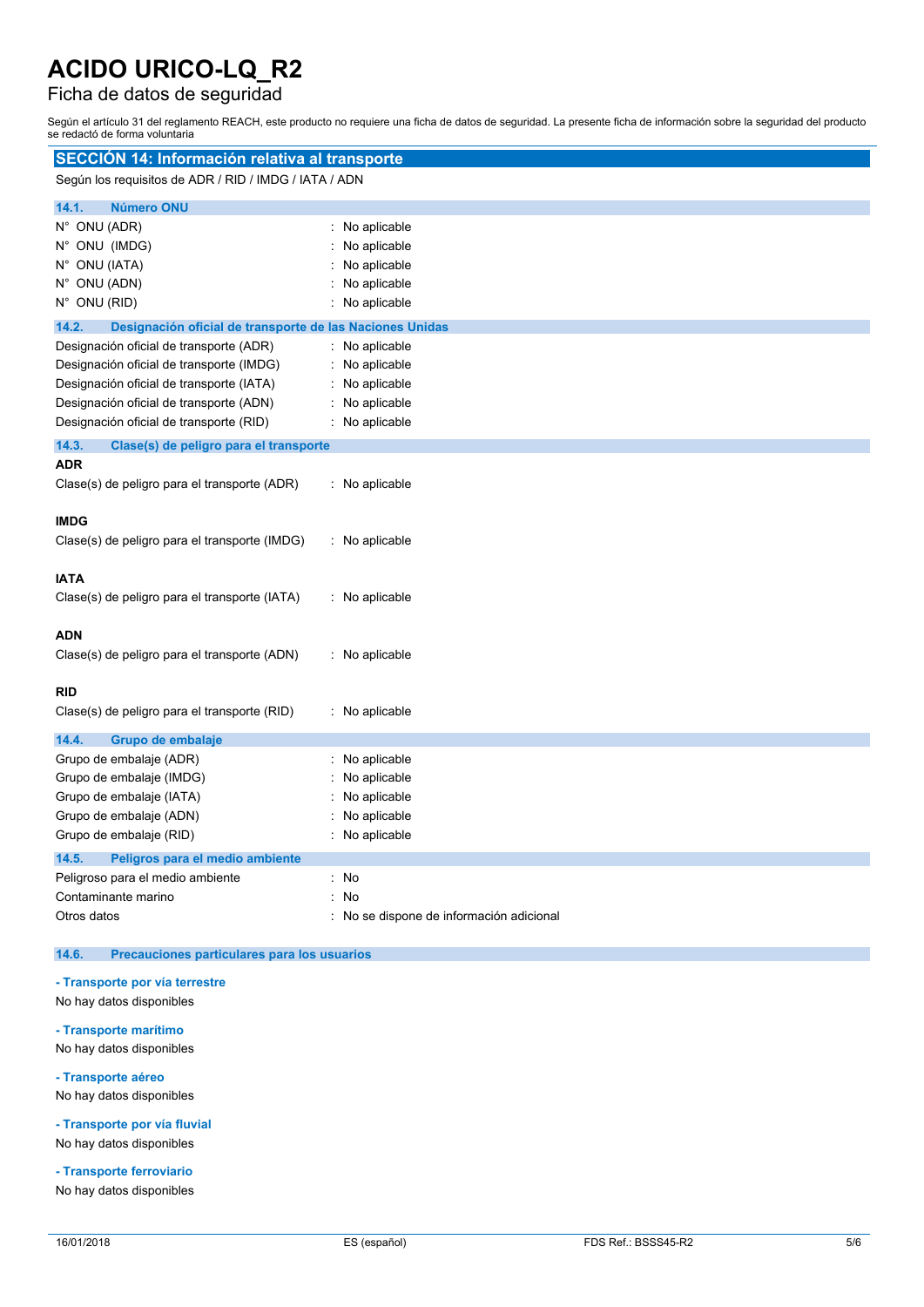# ACIDO URICO-LQ_R2

Ficha de datos de seguridad

Según el artículo 31 del reglamento REACH, este producto no requiere una ficha de datos de seguridad. La presente ficha de información sobre la seguridad del producto se redactó de forma voluntaria

## SECCIÓN 14: Información relativa al transporte

Según los requisitos de ADR / RID / IMDG / IATA / ADN

### 14.1. Número ONU

| | |
|---|---|
| N° ONU (ADR) | : No aplicable |
| N° ONU (IMDG) | : No aplicable |
| N° ONU (IATA) | : No aplicable |
| N° ONU (ADN) | : No aplicable |
| N° ONU (RID) | : No aplicable |

### 14.2. Designación oficial de transporte de las Naciones Unidas

| | |
|---|---|
| Designación oficial de transporte (ADR) | : No aplicable |
| Designación oficial de transporte (IMDG) | : No aplicable |
| Designación oficial de transporte (IATA) | : No aplicable |
| Designación oficial de transporte (ADN) | : No aplicable |
| Designación oficial de transporte (RID) | : No aplicable |

### 14.3. Clase(s) de peligro para el transporte

**ADR**

| | |
|---|---|
| Clase(s) de peligro para el transporte (ADR) | : No aplicable |

**IMDG**

| | |
|---|---|
| Clase(s) de peligro para el transporte (IMDG) | : No aplicable |

**IATA**

| | |
|---|---|
| Clase(s) de peligro para el transporte (IATA) | : No aplicable |

**ADN**

| | |
|---|---|
| Clase(s) de peligro para el transporte (ADN) | : No aplicable |

**RID**

| | |
|---|---|
| Clase(s) de peligro para el transporte (RID) | : No aplicable |

### 14.4. Grupo de embalaje

| | |
|---|---|
| Grupo de embalaje (ADR) | : No aplicable |
| Grupo de embalaje (IMDG) | : No aplicable |
| Grupo de embalaje (IATA) | : No aplicable |
| Grupo de embalaje (ADN) | : No aplicable |
| Grupo de embalaje (RID) | : No aplicable |

### 14.5. Peligros para el medio ambiente

| | |
|---|---|
| Peligroso para el medio ambiente | : No |
| Contaminante marino | : No |
| Otros datos | : No se dispone de información adicional |

### 14.6. Precauciones particulares para los usuarios

**- Transporte por vía terrestre**

No hay datos disponibles

**- Transporte marítimo**

No hay datos disponibles

**- Transporte aéreo**

No hay datos disponibles

**- Transporte por vía fluvial**

No hay datos disponibles

**- Transporte ferroviario**

No hay datos disponibles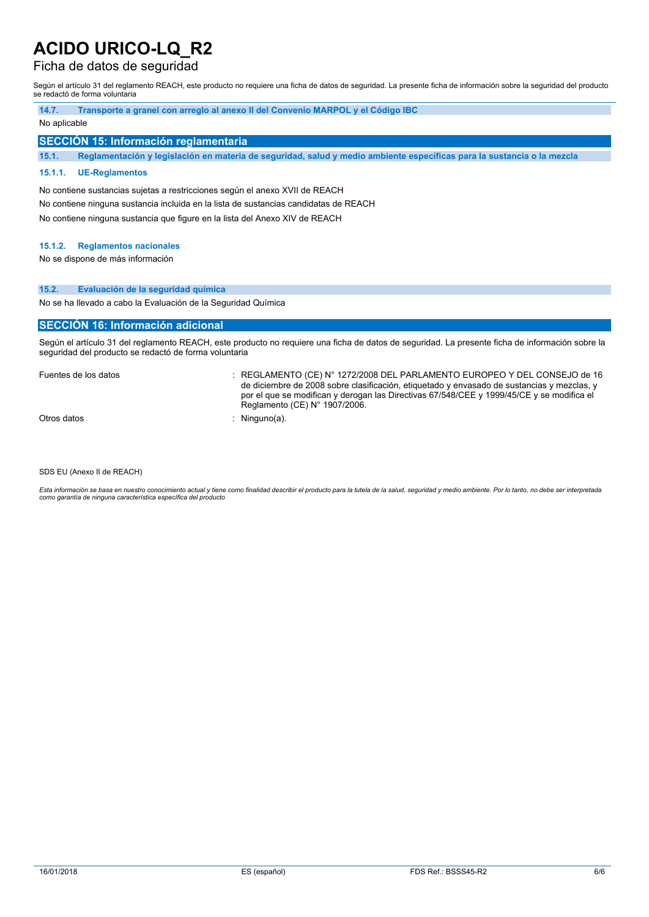#### 14.7. Transporte a granel con arreglo al anexo II del Convenio MARPOL y el Código IBC

No aplicable

## SECCIÓN 15: Información reglamentaria

### 15.1. Reglamentación y legislación en materia de seguridad, salud y medio ambiente específicas para la sustancia o la mezcla

#### 15.1.1. UE-Reglamentos

No contiene sustancias sujetas a restricciones según el anexo XVII de REACH

No contiene ninguna sustancia incluida en la lista de sustancias candidatas de REACH

No contiene ninguna sustancia que figure en la lista del Anexo XIV de REACH

#### 15.1.2. Reglamentos nacionales

No se dispone de más información

### 15.2. Evaluación de la seguridad química

No se ha llevado a cabo la Evaluación de la Seguridad Química

## SECCIÓN 16: Información adicional

Según el artículo 31 del reglamento REACH, este producto no requiere una ficha de datos de seguridad. La presente ficha de información sobre la seguridad del producto se redactó de forma voluntaria

| | |
|---|---|
| Fuentes de los datos | : REGLAMENTO (CE) N° 1272/2008 DEL PARLAMENTO EUROPEO Y DEL CONSEJO de 16 de diciembre de 2008 sobre clasificación, etiquetado y envasado de sustancias y mezclas, y por el que se modifican y derogan las Directivas 67/548/CEE y 1999/45/CE y se modifica el Reglamento (CE) N° 1907/2006. |
| Otros datos | : Ninguno(a). |

SDS EU (Anexo II de REACH)

*Esta información se basa en nuestro conocimiento actual y tiene como finalidad describir el producto para la tutela de la salud, seguridad y medio ambiente. Por lo tanto, no debe ser interpretada como garantía de ninguna característica específica del producto*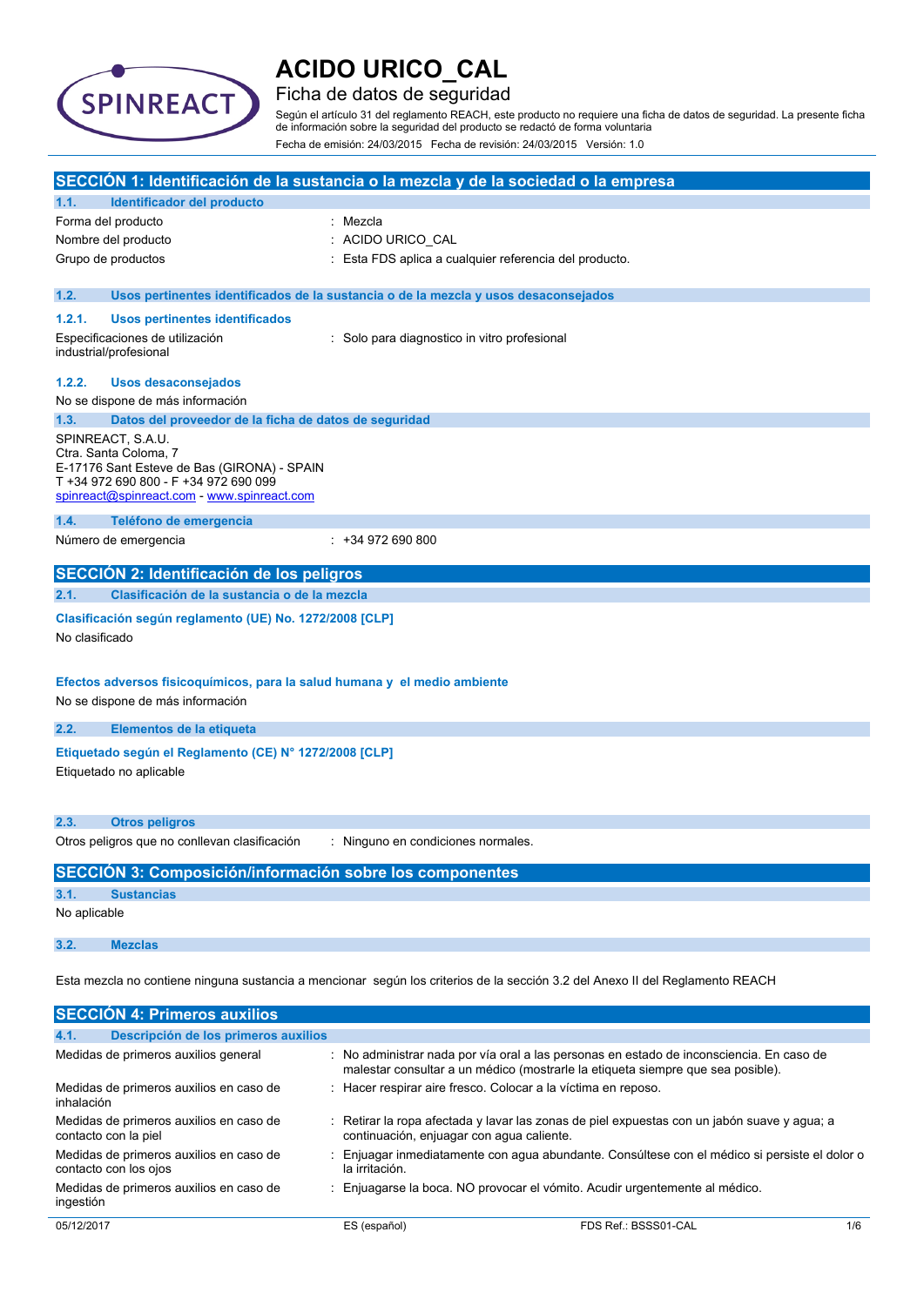# ACIDO URICO_CAL

## Ficha de datos de seguridad

Según el artículo 31 del reglamento REACH, este producto no requiere una ficha de datos de seguridad. La presente ficha de información sobre la seguridad del producto se redactó de forma voluntaria

Fecha de emisión: 24/03/2015 Fecha de revisión: 24/03/2015 Versión: 1.0

## SECCIÓN 1: Identificación de la sustancia o la mezcla y de la sociedad o la empresa

### 1.1. Identificador del producto

| | |
|---|---|
| Forma del producto | : Mezcla |
| Nombre del producto | : ACIDO URICO_CAL |
| Grupo de productos | : Esta FDS aplica a cualquier referencia del producto. |

### 1.2. Usos pertinentes identificados de la sustancia o de la mezcla y usos desaconsejados

#### 1.2.1. Usos pertinentes identificados

| | |
|---|---|
| Especificaciones de utilización industrial/profesional | : Solo para diagnostico in vitro profesional |

#### 1.2.2. Usos desaconsejados

No se dispone de más información

### 1.3. Datos del proveedor de la ficha de datos de seguridad

SPINREACT, S.A.U.
Ctra. Santa Coloma, 7
E-17176 Sant Esteve de Bas (GIRONA) - SPAIN
T +34 972 690 800 - F +34 972 690 099
spinreact@spinreact.com - www.spinreact.com

### 1.4. Teléfono de emergencia

| | |
|---|---|
| Número de emergencia | : +34 972 690 800 |

## SECCIÓN 2: Identificación de los peligros

### 2.1. Clasificación de la sustancia o de la mezcla

**Clasificación según reglamento (UE) No. 1272/2008 [CLP]**

No clasificado

**Efectos adversos fisicoquímicos, para la salud humana y el medio ambiente**

No se dispone de más información

### 2.2. Elementos de la etiqueta

**Etiquetado según el Reglamento (CE) N° 1272/2008 [CLP]**

Etiquetado no aplicable

### 2.3. Otros peligros

| | |
|---|---|
| Otros peligros que no conllevan clasificación | : Ninguno en condiciones normales. |

## SECCIÓN 3: Composición/información sobre los componentes

### 3.1. Sustancias

No aplicable

### 3.2. Mezclas

Esta mezcla no contiene ninguna sustancia a mencionar según los criterios de la sección 3.2 del Anexo II del Reglamento REACH

## SECCIÓN 4: Primeros auxilios

### 4.1. Descripción de los primeros auxilios

| | |
|---|---|
| Medidas de primeros auxilios general | : No administrar nada por vía oral a las personas en estado de inconsciencia. En caso de malestar consultar a un médico (mostrarle la etiqueta siempre que sea posible). |
| Medidas de primeros auxilios en caso de inhalación | : Hacer respirar aire fresco. Colocar a la víctima en reposo. |
| Medidas de primeros auxilios en caso de contacto con la piel | : Retirar la ropa afectada y lavar las zonas de piel expuestas con un jabón suave y agua; a continuación, enjuagar con agua caliente. |
| Medidas de primeros auxilios en caso de contacto con los ojos | : Enjuagar inmediatamente con agua abundante. Consúltese con el médico si persiste el dolor o la irritación. |
| Medidas de primeros auxilios en caso de ingestión | : Enjuagarse la boca. NO provocar el vómito. Acudir urgentemente al médico. |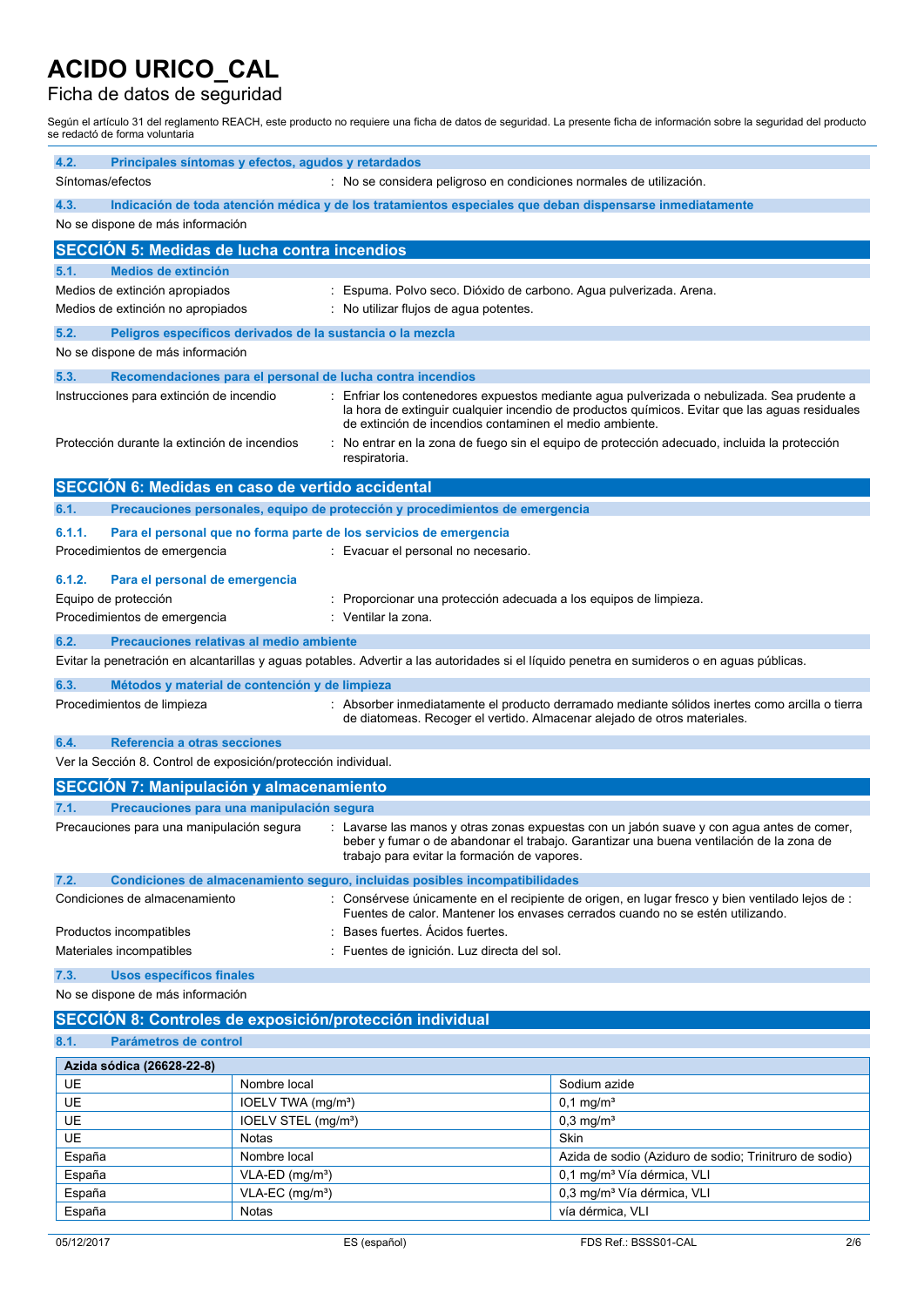# ACIDO URICO_CAL

## Ficha de datos de seguridad

Según el artículo 31 del reglamento REACH, este producto no requiere una ficha de datos de seguridad. La presente ficha de información sobre la seguridad del producto se redactó de forma voluntaria

### 4.2. Principales síntomas y efectos, agudos y retardados

Síntomas/efectos : No se considera peligroso en condiciones normales de utilización.

### 4.3. Indicación de toda atención médica y de los tratamientos especiales que deban dispensarse inmediatamente

No se dispone de más información

## SECCIÓN 5: Medidas de lucha contra incendios

### 5.1. Medios de extinción

Medios de extinción apropiados : Espuma. Polvo seco. Dióxido de carbono. Agua pulverizada. Arena.

Medios de extinción no apropiados : No utilizar flujos de agua potentes.

### 5.2. Peligros específicos derivados de la sustancia o la mezcla

No se dispone de más información

### 5.3. Recomendaciones para el personal de lucha contra incendios

Instrucciones para extinción de incendio : Enfriar los contenedores expuestos mediante agua pulverizada o nebulizada. Sea prudente a la hora de extinguir cualquier incendio de productos químicos. Evitar que las aguas residuales de extinción de incendios contaminen el medio ambiente.

Protección durante la extinción de incendios : No entrar en la zona de fuego sin el equipo de protección adecuado, incluida la protección respiratoria.

## SECCIÓN 6: Medidas en caso de vertido accidental

### 6.1. Precauciones personales, equipo de protección y procedimientos de emergencia

#### 6.1.1. Para el personal que no forma parte de los servicios de emergencia

Procedimientos de emergencia : Evacuar el personal no necesario.

#### 6.1.2. Para el personal de emergencia

Equipo de protección : Proporcionar una protección adecuada a los equipos de limpieza.

Procedimientos de emergencia : Ventilar la zona.

### 6.2. Precauciones relativas al medio ambiente

Evitar la penetración en alcantarillas y aguas potables. Advertir a las autoridades si el líquido penetra en sumideros o en aguas públicas.

### 6.3. Métodos y material de contención y de limpieza

Procedimientos de limpieza : Absorber inmediatamente el producto derramado mediante sólidos inertes como arcilla o tierra de diatomeas. Recoger el vertido. Almacenar alejado de otros materiales.

### 6.4. Referencia a otras secciones

Ver la Sección 8. Control de exposición/protección individual.

## SECCIÓN 7: Manipulación y almacenamiento

### 7.1. Precauciones para una manipulación segura

Precauciones para una manipulación segura : Lavarse las manos y otras zonas expuestas con un jabón suave y con agua antes de comer, beber y fumar o de abandonar el trabajo. Garantizar una buena ventilación de la zona de trabajo para evitar la formación de vapores.

### 7.2. Condiciones de almacenamiento seguro, incluidas posibles incompatibilidades

Condiciones de almacenamiento : Consérvese únicamente en el recipiente de origen, en lugar fresco y bien ventilado lejos de : Fuentes de calor. Mantener los envases cerrados cuando no se estén utilizando.

Productos incompatibles : Bases fuertes. Ácidos fuertes.

Materiales incompatibles : Fuentes de ignición. Luz directa del sol.

### 7.3. Usos específicos finales

No se dispone de más información

## SECCIÓN 8: Controles de exposición/protección individual

### 8.1. Parámetros de control

| Azida sódica (26628-22-8) | | |
|---|---|---|
| UE | Nombre local | Sodium azide |
| UE | IOELV TWA (mg/m³) | 0,1 mg/m³ |
| UE | IOELV STEL (mg/m³) | 0,3 mg/m³ |
| UE | Notas | Skin |
| España | Nombre local | Azida de sodio (Aziduro de sodio; Trinitruro de sodio) |
| España | VLA-ED (mg/m³) | 0,1 mg/m³ Vía dérmica, VLI |
| España | VLA-EC (mg/m³) | 0,3 mg/m³ Vía dérmica, VLI |
| España | Notas | vía dérmica, VLI |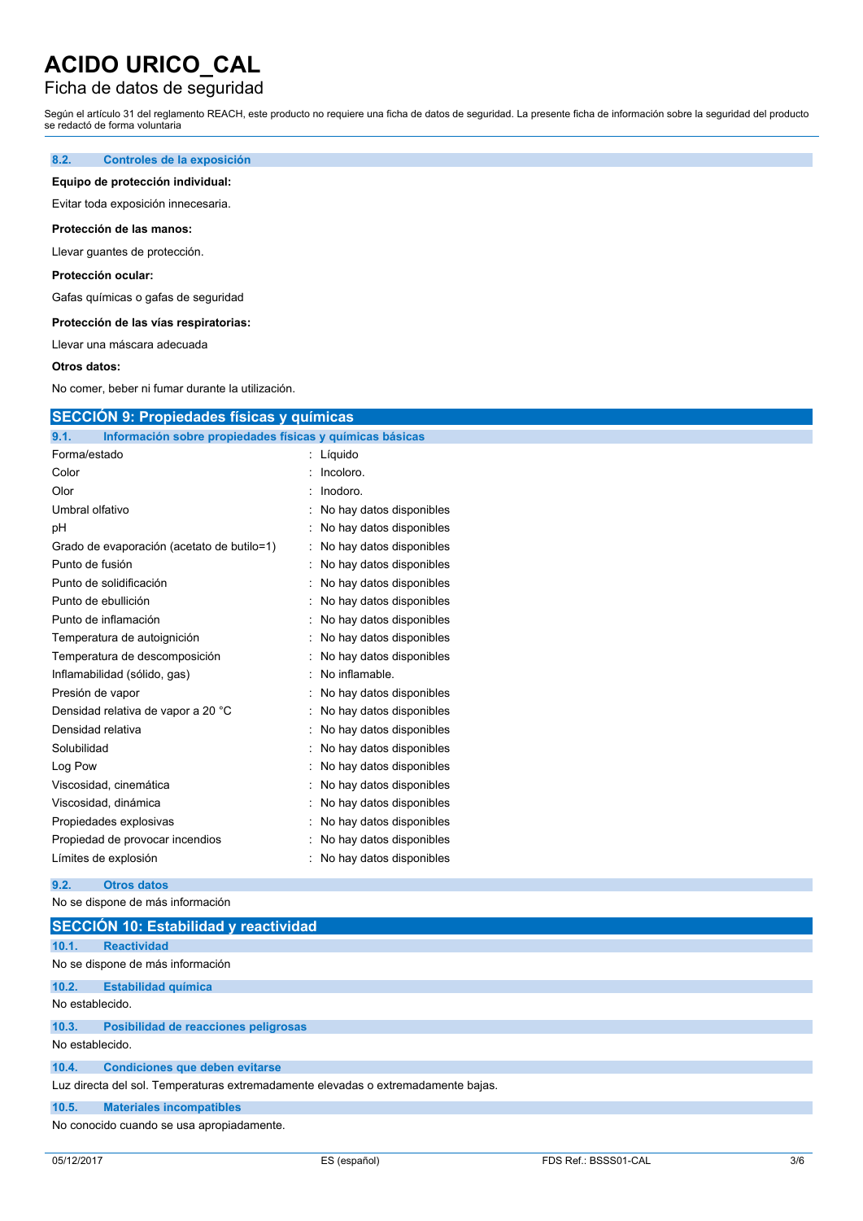# ACIDO URICO_CAL

Ficha de datos de seguridad

Según el artículo 31 del reglamento REACH, este producto no requiere una ficha de datos de seguridad. La presente ficha de información sobre la seguridad del producto se redactó de forma voluntaria

### 8.2. Controles de la exposición

**Equipo de protección individual:**

Evitar toda exposición innecesaria.

**Protección de las manos:**

Llevar guantes de protección.

**Protección ocular:**

Gafas químicas o gafas de seguridad

**Protección de las vías respiratorias:**

Llevar una máscara adecuada

**Otros datos:**

No comer, beber ni fumar durante la utilización.

## SECCIÓN 9: Propiedades físicas y químicas

### 9.1. Información sobre propiedades físicas y químicas básicas

| | |
|---|---|
| Forma/estado | : Líquido |
| Color | : Incoloro. |
| Olor | : Inodoro. |
| Umbral olfativo | : No hay datos disponibles |
| pH | : No hay datos disponibles |
| Grado de evaporación (acetato de butilo=1) | : No hay datos disponibles |
| Punto de fusión | : No hay datos disponibles |
| Punto de solidificación | : No hay datos disponibles |
| Punto de ebullición | : No hay datos disponibles |
| Punto de inflamación | : No hay datos disponibles |
| Temperatura de autoignición | : No hay datos disponibles |
| Temperatura de descomposición | : No hay datos disponibles |
| Inflamabilidad (sólido, gas) | : No inflamable. |
| Presión de vapor | : No hay datos disponibles |
| Densidad relativa de vapor a 20 °C | : No hay datos disponibles |
| Densidad relativa | : No hay datos disponibles |
| Solubilidad | : No hay datos disponibles |
| Log Pow | : No hay datos disponibles |
| Viscosidad, cinemática | : No hay datos disponibles |
| Viscosidad, dinámica | : No hay datos disponibles |
| Propiedades explosivas | : No hay datos disponibles |
| Propiedad de provocar incendios | : No hay datos disponibles |
| Límites de explosión | : No hay datos disponibles |

### 9.2. Otros datos

No se dispone de más información

## SECCIÓN 10: Estabilidad y reactividad

### 10.1. Reactividad

No se dispone de más información

### 10.2. Estabilidad química

No establecido.

### 10.3. Posibilidad de reacciones peligrosas

No establecido.

### 10.4. Condiciones que deben evitarse

Luz directa del sol. Temperaturas extremadamente elevadas o extremadamente bajas.

### 10.5. Materiales incompatibles

No conocido cuando se usa apropiadamente.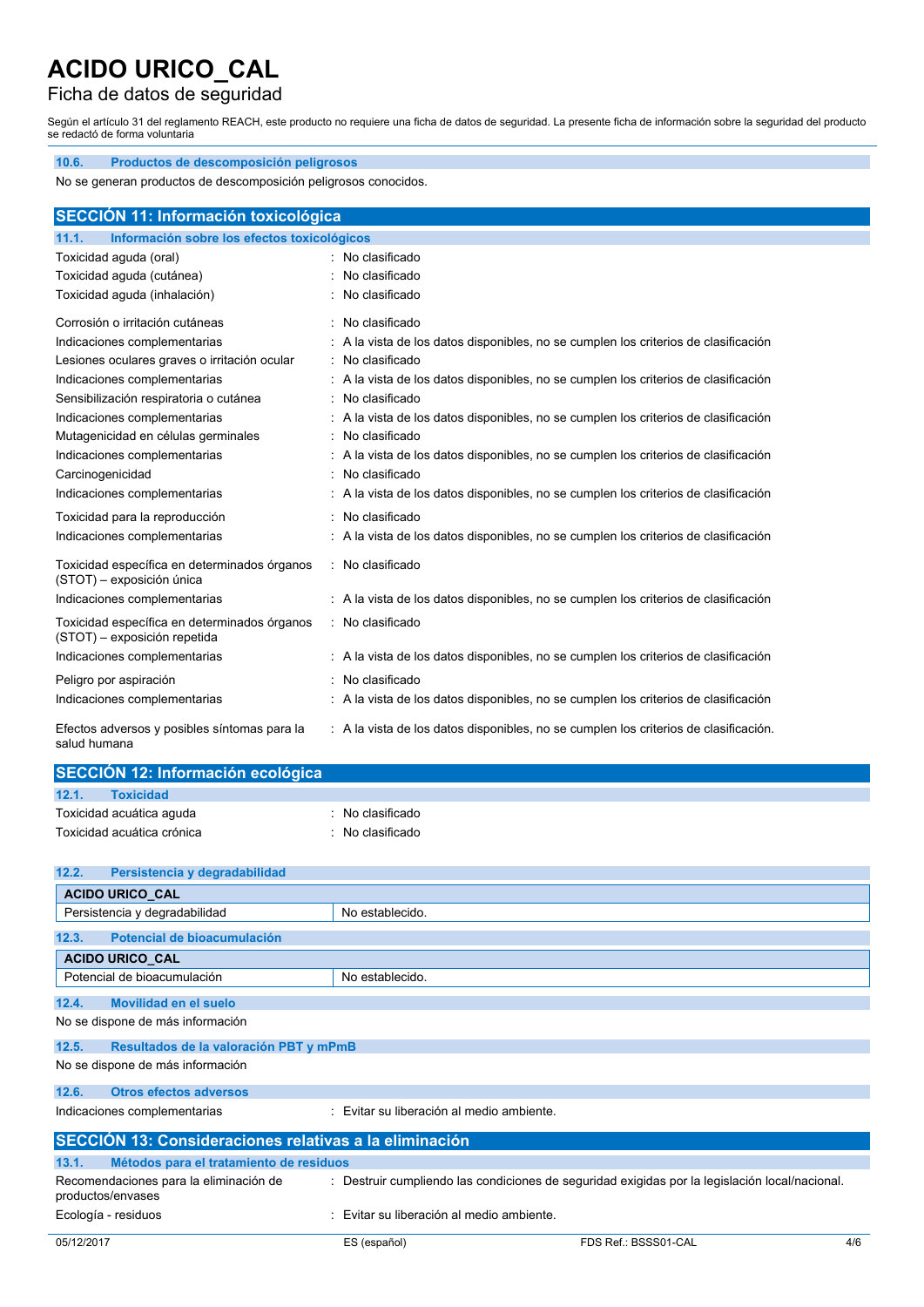# ACIDO URICO_CAL

## Ficha de datos de seguridad

Según el artículo 31 del reglamento REACH, este producto no requiere una ficha de datos de seguridad. La presente ficha de información sobre la seguridad del producto se redactó de forma voluntaria

### 10.6. Productos de descomposición peligrosos

No se generan productos de descomposición peligrosos conocidos.

## SECCIÓN 11: Información toxicológica

### 11.1. Información sobre los efectos toxicológicos

Toxicidad aguda (oral) : No clasificado
Toxicidad aguda (cutánea) : No clasificado
Toxicidad aguda (inhalación) : No clasificado

Corrosión o irritación cutáneas : No clasificado
Indicaciones complementarias : A la vista de los datos disponibles, no se cumplen los criterios de clasificación
Lesiones oculares graves o irritación ocular : No clasificado
Indicaciones complementarias : A la vista de los datos disponibles, no se cumplen los criterios de clasificación
Sensibilización respiratoria o cutánea : No clasificado
Indicaciones complementarias : A la vista de los datos disponibles, no se cumplen los criterios de clasificación
Mutagenicidad en células germinales : No clasificado
Indicaciones complementarias : A la vista de los datos disponibles, no se cumplen los criterios de clasificación
Carcinogenicidad : No clasificado
Indicaciones complementarias : A la vista de los datos disponibles, no se cumplen los criterios de clasificación

Toxicidad para la reproducción : No clasificado
Indicaciones complementarias : A la vista de los datos disponibles, no se cumplen los criterios de clasificación

Toxicidad específica en determinados órganos (STOT) – exposición única : No clasificado
Indicaciones complementarias : A la vista de los datos disponibles, no se cumplen los criterios de clasificación

Toxicidad específica en determinados órganos (STOT) – exposición repetida : No clasificado
Indicaciones complementarias : A la vista de los datos disponibles, no se cumplen los criterios de clasificación

Peligro por aspiración : No clasificado
Indicaciones complementarias : A la vista de los datos disponibles, no se cumplen los criterios de clasificación

Efectos adversos y posibles síntomas para la salud humana : A la vista de los datos disponibles, no se cumplen los criterios de clasificación.

## SECCIÓN 12: Información ecológica

### 12.1. Toxicidad

Toxicidad acuática aguda : No clasificado
Toxicidad acuática crónica : No clasificado

### 12.2. Persistencia y degradabilidad

| ACIDO URICO_CAL | |
|---|---|
| Persistencia y degradabilidad | No establecido. |

### 12.3. Potencial de bioacumulación

| ACIDO URICO_CAL | |
|---|---|
| Potencial de bioacumulación | No establecido. |

### 12.4. Movilidad en el suelo

No se dispone de más información

### 12.5. Resultados de la valoración PBT y mPmB

No se dispone de más información

### 12.6. Otros efectos adversos

Indicaciones complementarias : Evitar su liberación al medio ambiente.

## SECCIÓN 13: Consideraciones relativas a la eliminación

### 13.1. Métodos para el tratamiento de residuos

Recomendaciones para la eliminación de productos/envases : Destruir cumpliendo las condiciones de seguridad exigidas por la legislación local/nacional.
Ecología - residuos : Evitar su liberación al medio ambiente.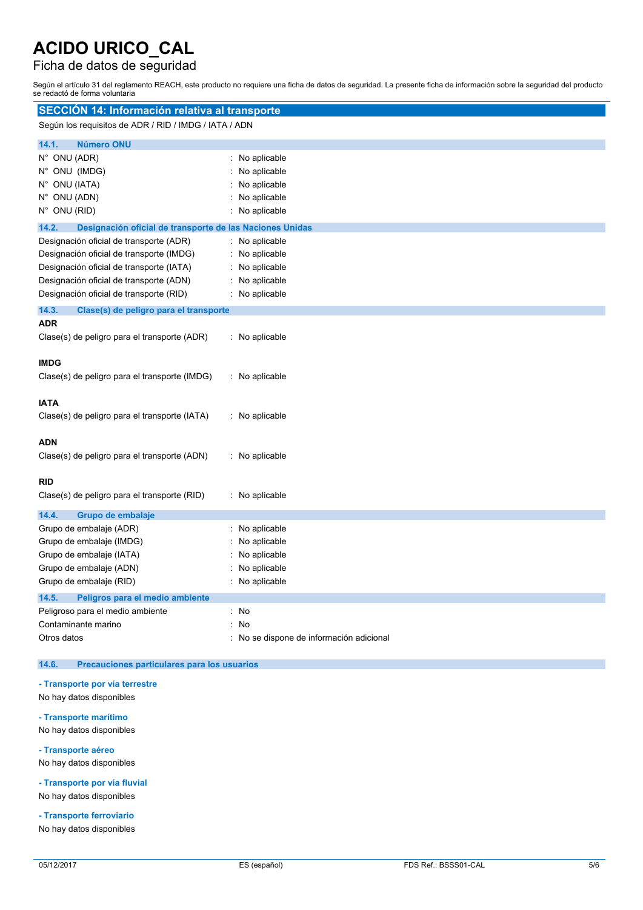# ACIDO URICO_CAL

## Ficha de datos de seguridad

Según el artículo 31 del reglamento REACH, este producto no requiere una ficha de datos de seguridad. La presente ficha de información sobre la seguridad del producto se redactó de forma voluntaria

## SECCIÓN 14: Información relativa al transporte

Según los requisitos de ADR / RID / IMDG / IATA / ADN

### 14.1. Número ONU

N° ONU (ADR) : No aplicable
N° ONU (IMDG) : No aplicable
N° ONU (IATA) : No aplicable
N° ONU (ADN) : No aplicable
N° ONU (RID) : No aplicable

### 14.2. Designación oficial de transporte de las Naciones Unidas

Designación oficial de transporte (ADR) : No aplicable
Designación oficial de transporte (IMDG) : No aplicable
Designación oficial de transporte (IATA) : No aplicable
Designación oficial de transporte (ADN) : No aplicable
Designación oficial de transporte (RID) : No aplicable

### 14.3. Clase(s) de peligro para el transporte

**ADR**

Clase(s) de peligro para el transporte (ADR) : No aplicable

**IMDG**

Clase(s) de peligro para el transporte (IMDG) : No aplicable

**IATA**

Clase(s) de peligro para el transporte (IATA) : No aplicable

**ADN**

Clase(s) de peligro para el transporte (ADN) : No aplicable

**RID**

Clase(s) de peligro para el transporte (RID) : No aplicable

### 14.4. Grupo de embalaje

Grupo de embalaje (ADR) : No aplicable
Grupo de embalaje (IMDG) : No aplicable
Grupo de embalaje (IATA) : No aplicable
Grupo de embalaje (ADN) : No aplicable
Grupo de embalaje (RID) : No aplicable

### 14.5. Peligros para el medio ambiente

Peligroso para el medio ambiente : No
Contaminante marino : No
Otros datos : No se dispone de información adicional

### 14.6. Precauciones particulares para los usuarios

**- Transporte por vía terrestre**

No hay datos disponibles

**- Transporte marítimo**

No hay datos disponibles

**- Transporte aéreo**

No hay datos disponibles

**- Transporte por vía fluvial**

No hay datos disponibles

**- Transporte ferroviario**

No hay datos disponibles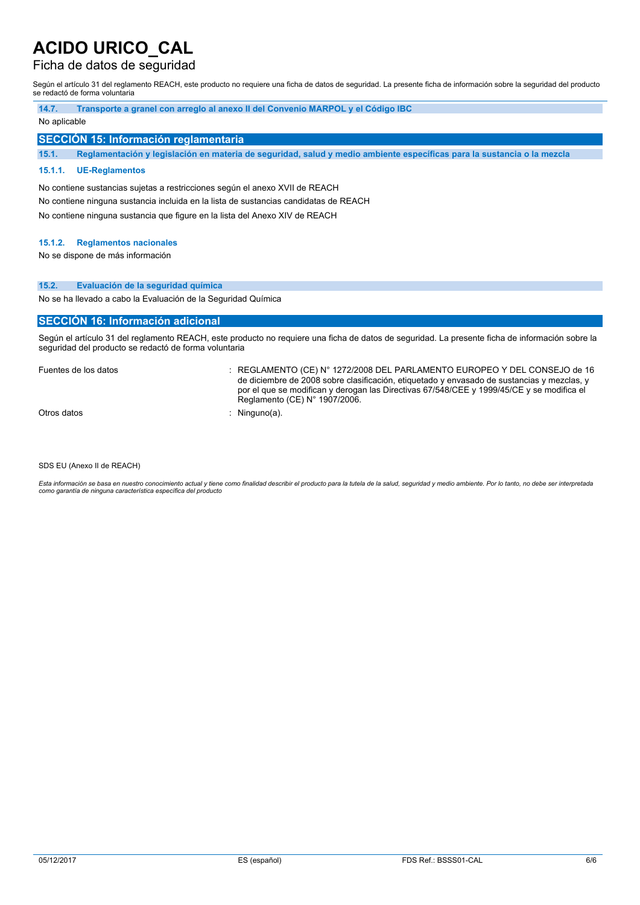14.7. Transporte a granel con arreglo al anexo II del Convenio MARPOL y el Código IBC

No aplicable

## SECCIÓN 15: Información reglamentaria

### 15.1. Reglamentación y legislación en materia de seguridad, salud y medio ambiente específicas para la sustancia o la mezcla

#### 15.1.1. UE-Reglamentos

No contiene sustancias sujetas a restricciones según el anexo XVII de REACH

No contiene ninguna sustancia incluida en la lista de sustancias candidatas de REACH

No contiene ninguna sustancia que figure en la lista del Anexo XIV de REACH

#### 15.1.2. Reglamentos nacionales

No se dispone de más información

### 15.2. Evaluación de la seguridad química

No se ha llevado a cabo la Evaluación de la Seguridad Química

## SECCIÓN 16: Información adicional

Según el artículo 31 del reglamento REACH, este producto no requiere una ficha de datos de seguridad. La presente ficha de información sobre la seguridad del producto se redactó de forma voluntaria

| | |
|---|---|
| Fuentes de los datos | : REGLAMENTO (CE) N° 1272/2008 DEL PARLAMENTO EUROPEO Y DEL CONSEJO de 16 de diciembre de 2008 sobre clasificación, etiquetado y envasado de sustancias y mezclas, y por el que se modifican y derogan las Directivas 67/548/CEE y 1999/45/CE y se modifica el Reglamento (CE) N° 1907/2006. |
| Otros datos | : Ninguno(a). |

SDS EU (Anexo II de REACH)

*Esta información se basa en nuestro conocimiento actual y tiene como finalidad describir el producto para la tutela de la salud, seguridad y medio ambiente. Por lo tanto, no debe ser interpretada como garantía de ninguna característica específica del producto*